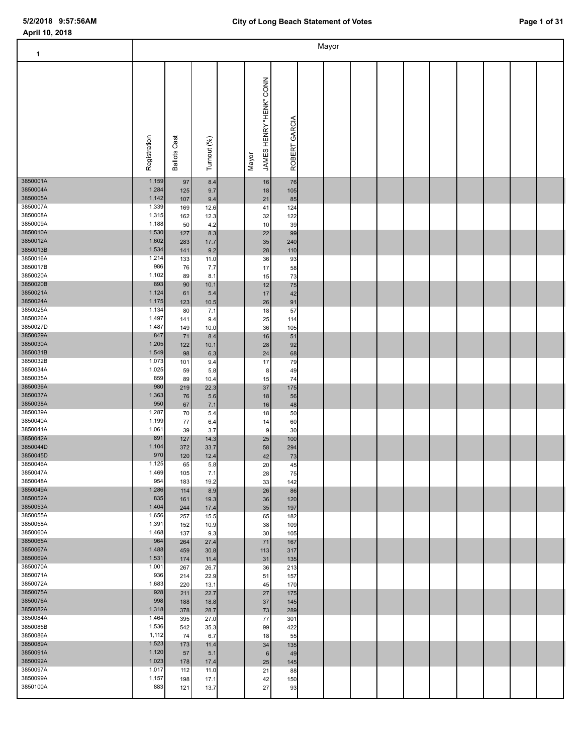# City of Long Beach Statement of Votes

5/2/2018 9:57:56AM

April 10, 2018

| 1 | Registration | Ballots Cast | Turnout (%) | | Mayor JAMES HENRY "HENK" CONN | ROBERT GARCIA |
|---|---|---|---|---|---|---|
| 3850001A | 1,159 | 97 | 8.4 | | 16 | 76 |
| 3850004A | 1,284 | 125 | 9.7 | | 18 | 105 |
| 3850005A | 1,142 | 107 | 9.4 | | 21 | 85 |
| 3850007A | 1,339 | 169 | 12.6 | | 41 | 124 |
| 3850008A | 1,315 | 162 | 12.3 | | 32 | 122 |
| 3850009A | 1,188 | 50 | 4.2 | | 10 | 39 |
| 3850010A | 1,530 | 127 | 8.3 | | 22 | 99 |
| 3850012A | 1,602 | 283 | 17.7 | | 35 | 240 |
| 3850013B | 1,534 | 141 | 9.2 | | 28 | 110 |
| 3850016A | 1,214 | 133 | 11.0 | | 36 | 93 |
| 3850017B | 986 | 76 | 7.7 | | 17 | 58 |
| 3850020A | 1,102 | 89 | 8.1 | | 15 | 73 |
| 3850020B | 893 | 90 | 10.1 | | 12 | 75 |
| 3850021A | 1,124 | 61 | 5.4 | | 17 | 42 |
| 3850024A | 1,175 | 123 | 10.5 | | 26 | 91 |
| 3850025A | 1,134 | 80 | 7.1 | | 18 | 57 |
| 3850026A | 1,497 | 141 | 9.4 | | 25 | 114 |
| 3850027D | 1,487 | 149 | 10.0 | | 36 | 105 |
| 3850029A | 847 | 71 | 8.4 | | 16 | 51 |
| 3850030A | 1,205 | 122 | 10.1 | | 28 | 92 |
| 3850031B | 1,549 | 98 | 6.3 | | 24 | 68 |
| 3850032B | 1,073 | 101 | 9.4 | | 17 | 79 |
| 3850034A | 1,025 | 59 | 5.8 | | 8 | 49 |
| 3850035A | 859 | 89 | 10.4 | | 15 | 74 |
| 3850036A | 980 | 219 | 22.3 | | 37 | 175 |
| 3850037A | 1,363 | 76 | 5.6 | | 18 | 56 |
| 3850038A | 950 | 67 | 7.1 | | 16 | 48 |
| 3850039A | 1,287 | 70 | 5.4 | | 18 | 50 |
| 3850040A | 1,199 | 77 | 6.4 | | 14 | 60 |
| 3850041A | 1,061 | 39 | 3.7 | | 9 | 30 |
| 3850042A | 891 | 127 | 14.3 | | 25 | 100 |
| 3850044D | 1,104 | 372 | 33.7 | | 58 | 294 |
| 3850045D | 970 | 120 | 12.4 | | 42 | 73 |
| 3850046A | 1,125 | 65 | 5.8 | | 20 | 45 |
| 3850047A | 1,469 | 105 | 7.1 | | 28 | 75 |
| 3850048A | 954 | 183 | 19.2 | | 33 | 142 |
| 3850049A | 1,286 | 114 | 8.9 | | 26 | 86 |
| 3850052A | 835 | 161 | 19.3 | | 36 | 120 |
| 3850053A | 1,404 | 244 | 17.4 | | 35 | 197 |
| 3850055A | 1,656 | 257 | 15.5 | | 65 | 182 |
| 3850058A | 1,391 | 152 | 10.9 | | 38 | 109 |
| 3850060A | 1,468 | 137 | 9.3 | | 30 | 105 |
| 3850065A | 964 | 264 | 27.4 | | 71 | 167 |
| 3850067A | 1,488 | 459 | 30.8 | | 113 | 317 |
| 3850069A | 1,531 | 174 | 11.4 | | 31 | 135 |
| 3850070A | 1,001 | 267 | 26.7 | | 36 | 213 |
| 3850071A | 936 | 214 | 22.9 | | 51 | 157 |
| 3850072A | 1,683 | 220 | 13.1 | | 45 | 170 |
| 3850075A | 928 | 211 | 22.7 | | 27 | 175 |
| 3850076A | 998 | 188 | 18.8 | | 37 | 145 |
| 3850082A | 1,318 | 378 | 28.7 | | 73 | 289 |
| 3850084A | 1,464 | 395 | 27.0 | | 77 | 301 |
| 3850085B | 1,536 | 542 | 35.3 | | 99 | 422 |
| 3850086A | 1,112 | 74 | 6.7 | | 18 | 55 |
| 3850089A | 1,523 | 173 | 11.4 | | 34 | 135 |
| 3850091A | 1,120 | 57 | 5.1 | | 6 | 49 |
| 3850092A | 1,023 | 178 | 17.4 | | 25 | 145 |
| 3850097A | 1,017 | 112 | 11.0 | | 21 | 88 |
| 3850099A | 1,157 | 198 | 17.1 | | 42 | 150 |
| 3850100A | 883 | 121 | 13.7 | | 27 | 93 |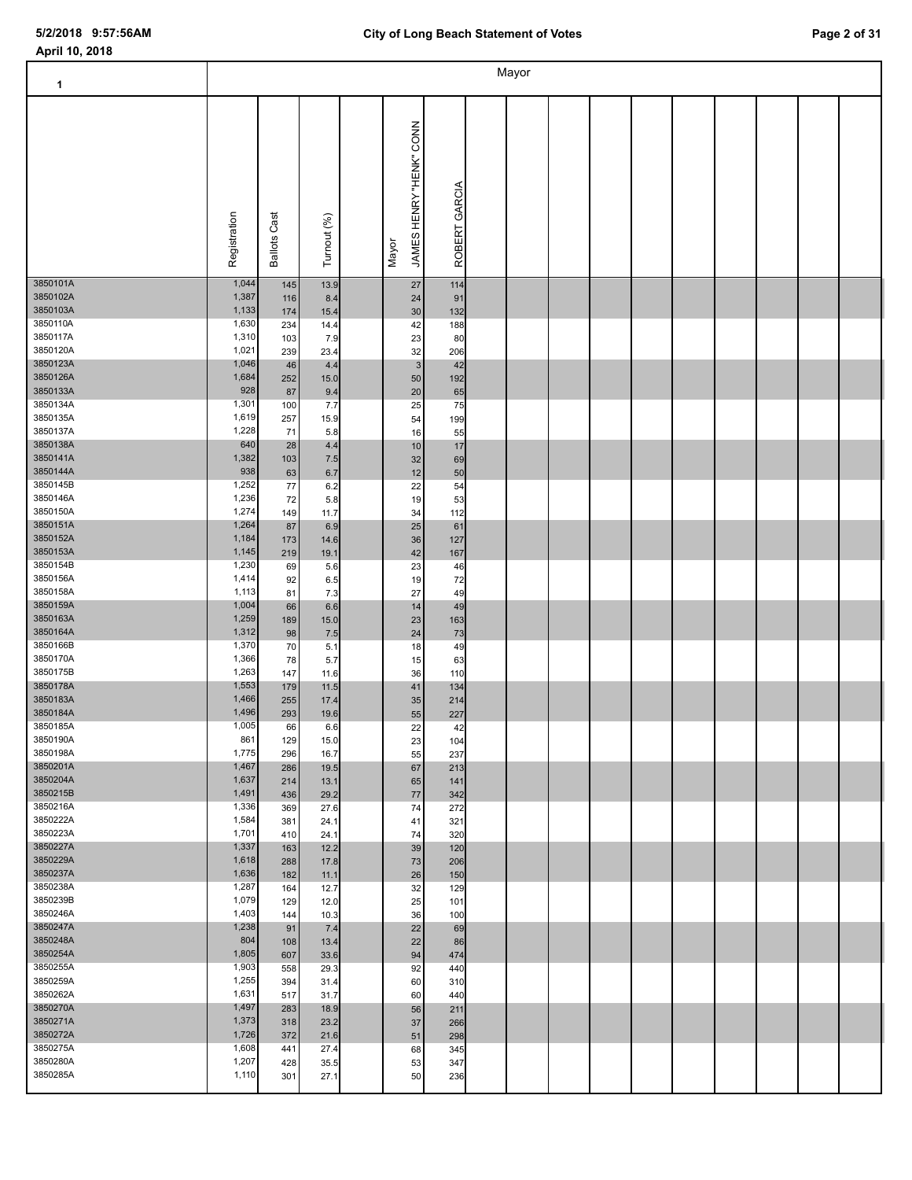**City of Long Beach Statement of Votes**

April 10, 2018

| 1 | Registration | Ballots Cast | Turnout (%) | Mayor | JAMES HENRY "HENK" CONN | ROBERT GARCIA |
|---|---|---|---|---|---|---|
| 3850101A | 1,044 | 145 | 13.9 | | 27 | 114 |
| 3850102A | 1,387 | 116 | 8.4 | | 24 | 91 |
| 3850103A | 1,133 | 174 | 15.4 | | 30 | 132 |
| 3850110A | 1,630 | 234 | 14.4 | | 42 | 188 |
| 3850117A | 1,310 | 103 | 7.9 | | 23 | 80 |
| 3850120A | 1,021 | 239 | 23.4 | | 32 | 206 |
| 3850123A | 1,046 | 46 | 4.4 | | 3 | 42 |
| 3850126A | 1,684 | 252 | 15.0 | | 50 | 192 |
| 3850133A | 928 | 87 | 9.4 | | 20 | 65 |
| 3850134A | 1,301 | 100 | 7.7 | | 25 | 75 |
| 3850135A | 1,619 | 257 | 15.9 | | 54 | 199 |
| 3850137A | 1,228 | 71 | 5.8 | | 16 | 55 |
| 3850138A | 640 | 28 | 4.4 | | 10 | 17 |
| 3850141A | 1,382 | 103 | 7.5 | | 32 | 69 |
| 3850144A | 938 | 63 | 6.7 | | 12 | 50 |
| 3850145B | 1,252 | 77 | 6.2 | | 22 | 54 |
| 3850146A | 1,236 | 72 | 5.8 | | 19 | 53 |
| 3850150A | 1,274 | 149 | 11.7 | | 34 | 112 |
| 3850151A | 1,264 | 87 | 6.9 | | 25 | 61 |
| 3850152A | 1,184 | 173 | 14.6 | | 36 | 127 |
| 3850153A | 1,145 | 219 | 19.1 | | 42 | 167 |
| 3850154B | 1,230 | 69 | 5.6 | | 23 | 46 |
| 3850156A | 1,414 | 92 | 6.5 | | 19 | 72 |
| 3850158A | 1,113 | 81 | 7.3 | | 27 | 49 |
| 3850159A | 1,004 | 66 | 6.6 | | 14 | 49 |
| 3850163A | 1,259 | 189 | 15.0 | | 23 | 163 |
| 3850164A | 1,312 | 98 | 7.5 | | 24 | 73 |
| 3850166B | 1,370 | 70 | 5.1 | | 18 | 49 |
| 3850170A | 1,366 | 78 | 5.7 | | 15 | 63 |
| 3850175B | 1,263 | 147 | 11.6 | | 36 | 110 |
| 3850178A | 1,553 | 179 | 11.5 | | 41 | 134 |
| 3850183A | 1,466 | 255 | 17.4 | | 35 | 214 |
| 3850184A | 1,496 | 293 | 19.6 | | 55 | 227 |
| 3850185A | 1,005 | 66 | 6.6 | | 22 | 42 |
| 3850190A | 861 | 129 | 15.0 | | 23 | 104 |
| 3850198A | 1,775 | 296 | 16.7 | | 55 | 237 |
| 3850201A | 1,467 | 286 | 19.5 | | 67 | 213 |
| 3850204A | 1,637 | 214 | 13.1 | | 65 | 141 |
| 3850215B | 1,491 | 436 | 29.2 | | 77 | 342 |
| 3850216A | 1,336 | 369 | 27.6 | | 74 | 272 |
| 3850222A | 1,584 | 381 | 24.1 | | 41 | 321 |
| 3850223A | 1,701 | 410 | 24.1 | | 74 | 320 |
| 3850227A | 1,337 | 163 | 12.2 | | 39 | 120 |
| 3850229A | 1,618 | 288 | 17.8 | | 73 | 206 |
| 3850237A | 1,636 | 182 | 11.1 | | 26 | 150 |
| 3850238A | 1,287 | 164 | 12.7 | | 32 | 129 |
| 3850239B | 1,079 | 129 | 12.0 | | 25 | 101 |
| 3850246A | 1,403 | 144 | 10.3 | | 36 | 100 |
| 3850247A | 1,238 | 91 | 7.4 | | 22 | 69 |
| 3850248A | 804 | 108 | 13.4 | | 22 | 86 |
| 3850254A | 1,805 | 607 | 33.6 | | 94 | 474 |
| 3850255A | 1,903 | 558 | 29.3 | | 92 | 440 |
| 3850259A | 1,255 | 394 | 31.4 | | 60 | 310 |
| 3850262A | 1,631 | 517 | 31.7 | | 60 | 440 |
| 3850270A | 1,497 | 283 | 18.9 | | 56 | 211 |
| 3850271A | 1,373 | 318 | 23.2 | | 37 | 266 |
| 3850272A | 1,726 | 372 | 21.6 | | 51 | 298 |
| 3850275A | 1,608 | 441 | 27.4 | | 68 | 345 |
| 3850280A | 1,207 | 428 | 35.5 | | 53 | 347 |
| 3850285A | 1,110 | 301 | 27.1 | | 50 | 236 |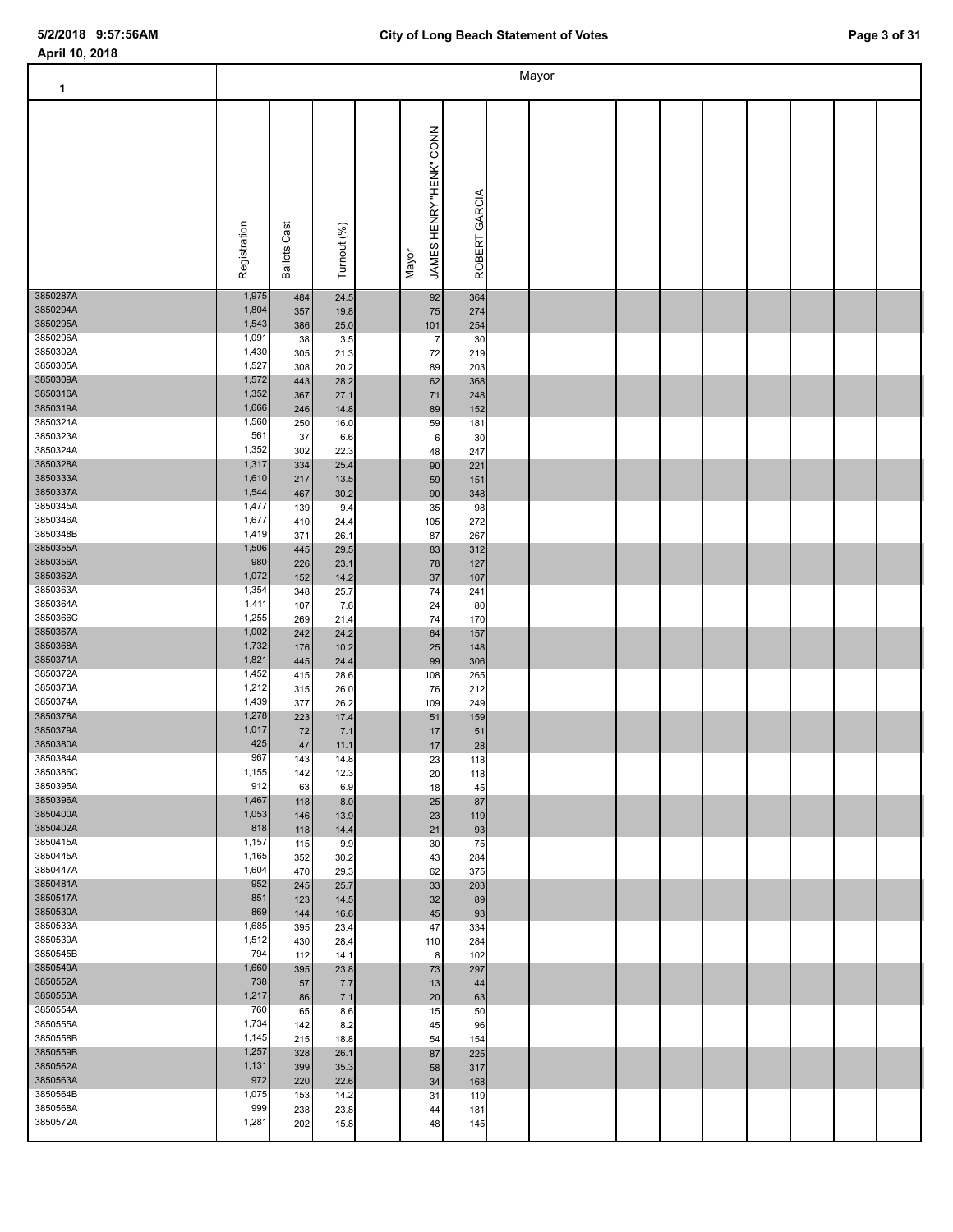April 10, 2018

| 1 | Mayor | | | | | |
|---|---|---|---|---|---|---|
| | Registration | Ballots Cast | Turnout (%) | | Mayor JAMES HENRY "HENK" CONN | ROBERT GARCIA |
| 3850287A | 1,975 | 484 | 24.5 | | 92 | 364 |
| 3850294A | 1,804 | 357 | 19.8 | | 75 | 274 |
| 3850295A | 1,543 | 386 | 25.0 | | 101 | 254 |
| 3850296A | 1,091 | 38 | 3.5 | | 7 | 30 |
| 3850302A | 1,430 | 305 | 21.3 | | 72 | 219 |
| 3850305A | 1,527 | 308 | 20.2 | | 89 | 203 |
| 3850309A | 1,572 | 443 | 28.2 | | 62 | 368 |
| 3850316A | 1,352 | 367 | 27.1 | | 71 | 248 |
| 3850319A | 1,666 | 246 | 14.8 | | 89 | 152 |
| 3850321A | 1,560 | 250 | 16.0 | | 59 | 181 |
| 3850323A | 561 | 37 | 6.6 | | 6 | 30 |
| 3850324A | 1,352 | 302 | 22.3 | | 48 | 247 |
| 3850328A | 1,317 | 334 | 25.4 | | 90 | 221 |
| 3850333A | 1,610 | 217 | 13.5 | | 59 | 151 |
| 3850337A | 1,544 | 467 | 30.2 | | 90 | 348 |
| 3850345A | 1,477 | 139 | 9.4 | | 35 | 98 |
| 3850346A | 1,677 | 410 | 24.4 | | 105 | 272 |
| 3850348B | 1,419 | 371 | 26.1 | | 87 | 267 |
| 3850355A | 1,506 | 445 | 29.5 | | 83 | 312 |
| 3850356A | 980 | 226 | 23.1 | | 78 | 127 |
| 3850362A | 1,072 | 152 | 14.2 | | 37 | 107 |
| 3850363A | 1,354 | 348 | 25.7 | | 74 | 241 |
| 3850364A | 1,411 | 107 | 7.6 | | 24 | 80 |
| 3850366C | 1,255 | 269 | 21.4 | | 74 | 170 |
| 3850367A | 1,002 | 242 | 24.2 | | 64 | 157 |
| 3850368A | 1,732 | 176 | 10.2 | | 25 | 148 |
| 3850371A | 1,821 | 445 | 24.4 | | 99 | 306 |
| 3850372A | 1,452 | 415 | 28.6 | | 108 | 265 |
| 3850373A | 1,212 | 315 | 26.0 | | 76 | 212 |
| 3850374A | 1,439 | 377 | 26.2 | | 109 | 249 |
| 3850378A | 1,278 | 223 | 17.4 | | 51 | 159 |
| 3850379A | 1,017 | 72 | 7.1 | | 17 | 51 |
| 3850380A | 425 | 47 | 11.1 | | 17 | 28 |
| 3850384A | 967 | 143 | 14.8 | | 23 | 118 |
| 3850386C | 1,155 | 142 | 12.3 | | 20 | 118 |
| 3850395A | 912 | 63 | 6.9 | | 18 | 45 |
| 3850396A | 1,467 | 118 | 8.0 | | 25 | 87 |
| 3850400A | 1,053 | 146 | 13.9 | | 23 | 119 |
| 3850402A | 818 | 118 | 14.4 | | 21 | 93 |
| 3850415A | 1,157 | 115 | 9.9 | | 30 | 75 |
| 3850445A | 1,165 | 352 | 30.2 | | 43 | 284 |
| 3850447A | 1,604 | 470 | 29.3 | | 62 | 375 |
| 3850481A | 952 | 245 | 25.7 | | 33 | 203 |
| 3850517A | 851 | 123 | 14.5 | | 32 | 89 |
| 3850530A | 869 | 144 | 16.6 | | 45 | 93 |
| 3850533A | 1,685 | 395 | 23.4 | | 47 | 334 |
| 3850539A | 1,512 | 430 | 28.4 | | 110 | 284 |
| 3850545B | 794 | 112 | 14.1 | | 8 | 102 |
| 3850549A | 1,660 | 395 | 23.8 | | 73 | 297 |
| 3850552A | 738 | 57 | 7.7 | | 13 | 44 |
| 3850553A | 1,217 | 86 | 7.1 | | 20 | 63 |
| 3850554A | 760 | 65 | 8.6 | | 15 | 50 |
| 3850555A | 1,734 | 142 | 8.2 | | 45 | 96 |
| 3850558B | 1,145 | 215 | 18.8 | | 54 | 154 |
| 3850559B | 1,257 | 328 | 26.1 | | 87 | 225 |
| 3850562A | 1,131 | 399 | 35.3 | | 58 | 317 |
| 3850563A | 972 | 220 | 22.6 | | 34 | 168 |
| 3850564B | 1,075 | 153 | 14.2 | | 31 | 119 |
| 3850568A | 999 | 238 | 23.8 | | 44 | 181 |
| 3850572A | 1,281 | 202 | 15.8 | | 48 | 145 |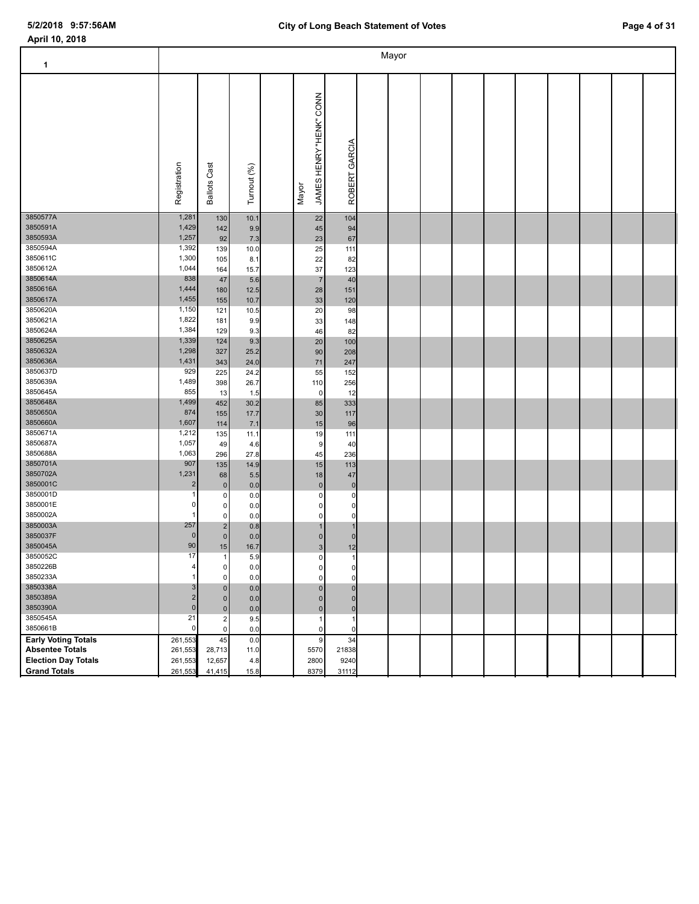April 10, 2018

| 1 | Mayor | | | | | |
|---|---|---|---|---|---|---|
| | Registration | Ballots Cast | Turnout (%) | | Mayor JAMES HENRY "HENK" CONN | ROBERT GARCIA |
| 3850577A | 1,281 | 130 | 10.1 | | 22 | 104 |
| 3850591A | 1,429 | 142 | 9.9 | | 45 | 94 |
| 3850593A | 1,257 | 92 | 7.3 | | 23 | 67 |
| 3850594A | 1,392 | 139 | 10.0 | | 25 | 111 |
| 3850611C | 1,300 | 105 | 8.1 | | 22 | 82 |
| 3850612A | 1,044 | 164 | 15.7 | | 37 | 123 |
| 3850614A | 838 | 47 | 5.6 | | 7 | 40 |
| 3850616A | 1,444 | 180 | 12.5 | | 28 | 151 |
| 3850617A | 1,455 | 155 | 10.7 | | 33 | 120 |
| 3850620A | 1,150 | 121 | 10.5 | | 20 | 98 |
| 3850621A | 1,822 | 181 | 9.9 | | 33 | 148 |
| 3850624A | 1,384 | 129 | 9.3 | | 46 | 82 |
| 3850625A | 1,339 | 124 | 9.3 | | 20 | 100 |
| 3850632A | 1,298 | 327 | 25.2 | | 90 | 208 |
| 3850636A | 1,431 | 343 | 24.0 | | 71 | 247 |
| 3850637D | 929 | 225 | 24.2 | | 55 | 152 |
| 3850639A | 1,489 | 398 | 26.7 | | 110 | 256 |
| 3850645A | 855 | 13 | 1.5 | | 0 | 12 |
| 3850648A | 1,499 | 452 | 30.2 | | 85 | 333 |
| 3850650A | 874 | 155 | 17.7 | | 30 | 117 |
| 3850660A | 1,607 | 114 | 7.1 | | 15 | 96 |
| 3850671A | 1,212 | 135 | 11.1 | | 19 | 111 |
| 3850687A | 1,057 | 49 | 4.6 | | 9 | 40 |
| 3850688A | 1,063 | 296 | 27.8 | | 45 | 236 |
| 3850701A | 907 | 135 | 14.9 | | 15 | 113 |
| 3850702A | 1,231 | 68 | 5.5 | | 18 | 47 |
| 3850001C | 2 | 0 | 0.0 | | 0 | 0 |
| 3850001D | 1 | 0 | 0.0 | | 0 | 0 |
| 3850001E | 0 | 0 | 0.0 | | 0 | 0 |
| 3850002A | 1 | 0 | 0.0 | | 0 | 0 |
| 3850003A | 257 | 2 | 0.8 | | 1 | 1 |
| 3850037F | 0 | 0 | 0.0 | | 0 | 0 |
| 3850045A | 90 | 15 | 16.7 | | 3 | 12 |
| 3850052C | 17 | 1 | 5.9 | | 0 | 1 |
| 3850226B | 4 | 0 | 0.0 | | 0 | 0 |
| 3850233A | 1 | 0 | 0.0 | | 0 | 0 |
| 3850338A | 3 | 0 | 0.0 | | 0 | 0 |
| 3850389A | 2 | 0 | 0.0 | | 0 | 0 |
| 3850390A | 0 | 0 | 0.0 | | 0 | 0 |
| 3850545A | 21 | 2 | 9.5 | | 1 | 1 |
| 3850661B | 0 | 0 | 0.0 | | 0 | 0 |
| **Early Voting Totals** | 261,553 | 45 | 0.0 | | 9 | 34 |
| **Absentee Totals** | 261,553 | 28,713 | 11.0 | | 5570 | 21838 |
| **Election Day Totals** | 261,553 | 12,657 | 4.8 | | 2800 | 9240 |
| **Grand Totals** | 261,553 | 41,415 | 15.8 | | 8379 | 31112 |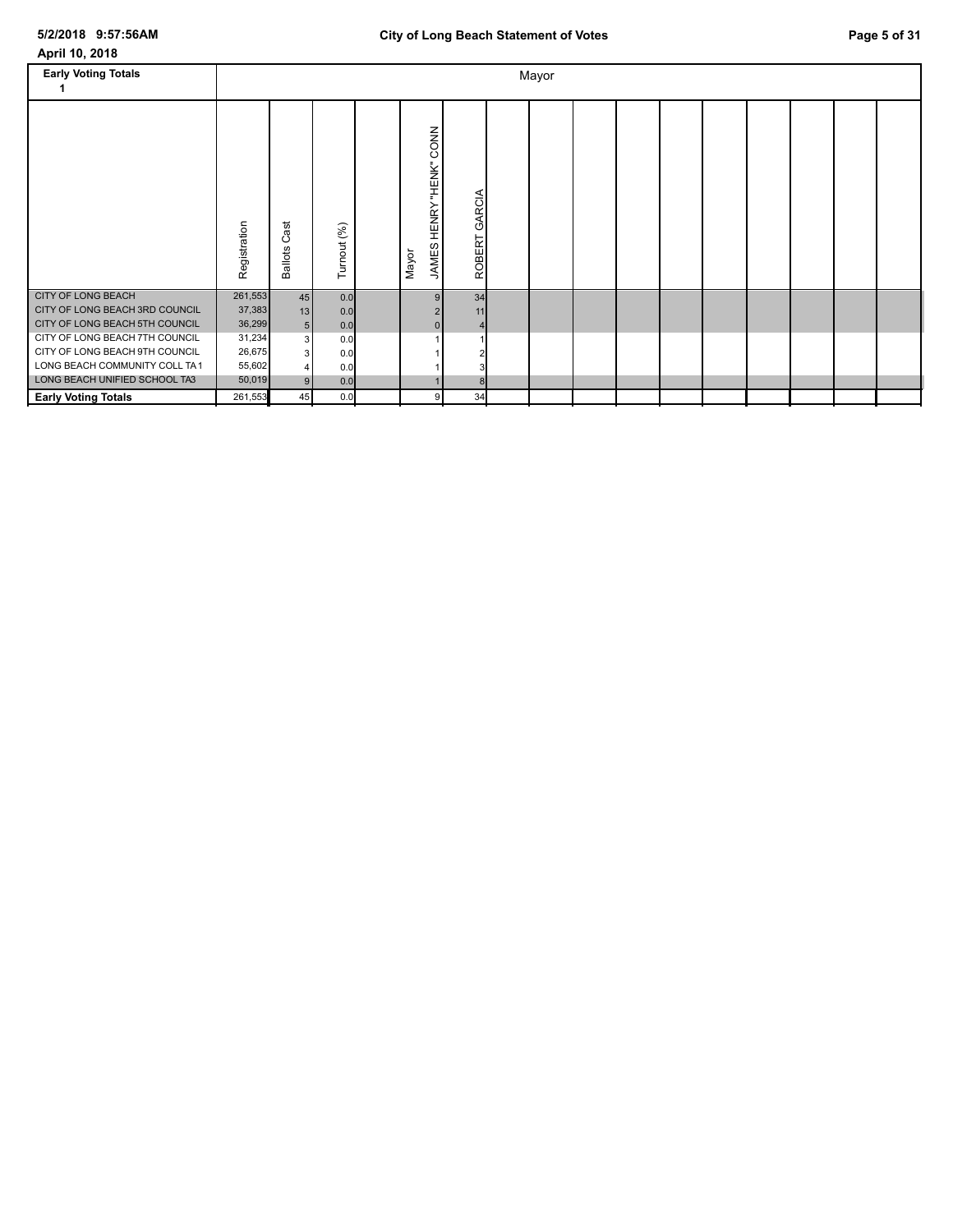April 10, 2018

| Early Voting Totals 1 | Mayor | | | | | |
|---|---|---|---|---|---|---|
| | Registration | Ballots Cast | Turnout (%) | | Mayor JAMES HENRY "HENK" CONN | ROBERT GARCIA |
| CITY OF LONG BEACH | 261,553 | 45 | 0.0 | | 9 | 34 |
| CITY OF LONG BEACH 3RD COUNCIL | 37,383 | 13 | 0.0 | | 2 | 11 |
| CITY OF LONG BEACH 5TH COUNCIL | 36,299 | 5 | 0.0 | | 0 | 4 |
| CITY OF LONG BEACH 7TH COUNCIL | 31,234 | 3 | 0.0 | | 1 | 1 |
| CITY OF LONG BEACH 9TH COUNCIL | 26,675 | 3 | 0.0 | | 1 | 2 |
| LONG BEACH COMMUNITY COLL TA1 | 55,602 | 4 | 0.0 | | 1 | 3 |
| LONG BEACH UNIFIED SCHOOL TA3 | 50,019 | 9 | 0.0 | | 1 | 8 |
| **Early Voting Totals** | 261,553 | 45 | 0.0 | | 9 | 34 |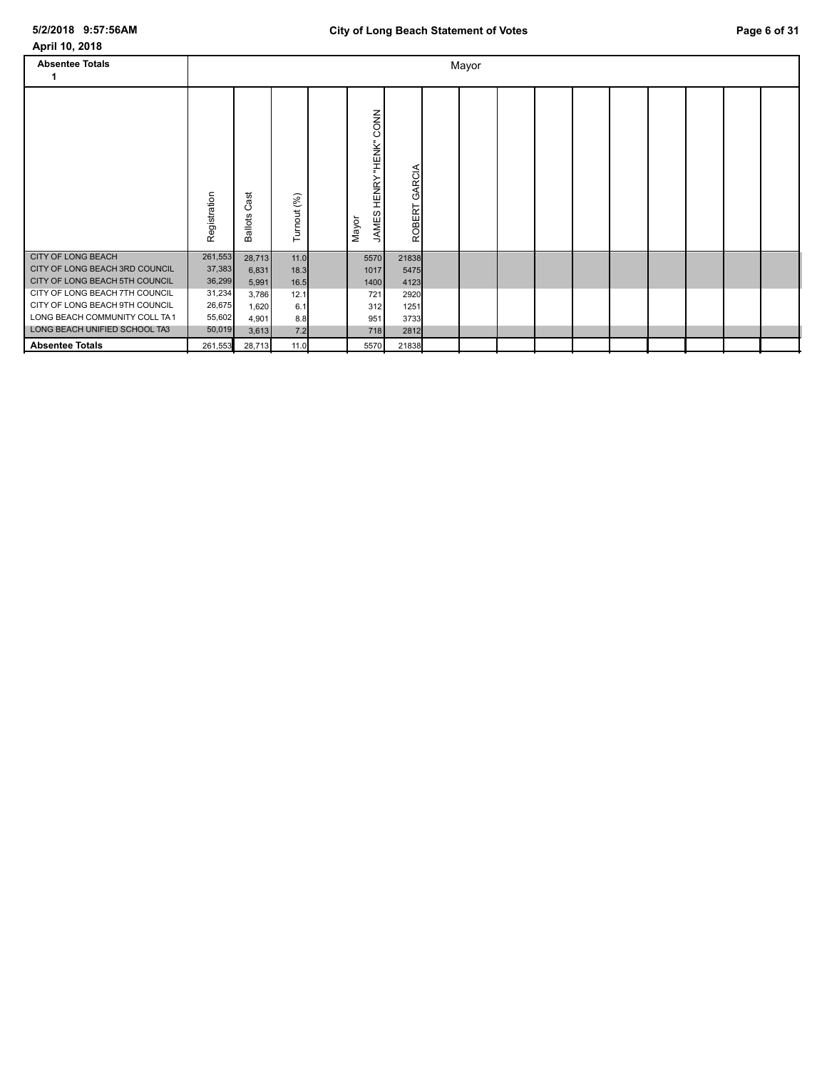April 10, 2018

| Absentee Totals 1 | Mayor | | | | | |
|---|---|---|---|---|---|---|
| | Registration | Ballots Cast | Turnout (%) | | Mayor JAMES HENRY "HENK" CONN | ROBERT GARCIA |
| CITY OF LONG BEACH | 261,553 | 28,713 | 11.0 | | 5570 | 21838 |
| CITY OF LONG BEACH 3RD COUNCIL | 37,383 | 6,831 | 18.3 | | 1017 | 5475 |
| CITY OF LONG BEACH 5TH COUNCIL | 36,299 | 5,991 | 16.5 | | 1400 | 4123 |
| CITY OF LONG BEACH 7TH COUNCIL | 31,234 | 3,786 | 12.1 | | 721 | 2920 |
| CITY OF LONG BEACH 9TH COUNCIL | 26,675 | 1,620 | 6.1 | | 312 | 1251 |
| LONG BEACH COMMUNITY COLL TA1 | 55,602 | 4,901 | 8.8 | | 951 | 3733 |
| LONG BEACH UNIFIED SCHOOL TA3 | 50,019 | 3,613 | 7.2 | | 718 | 2812 |
| **Absentee Totals** | 261,553 | 28,713 | 11.0 | | 5570 | 21838 |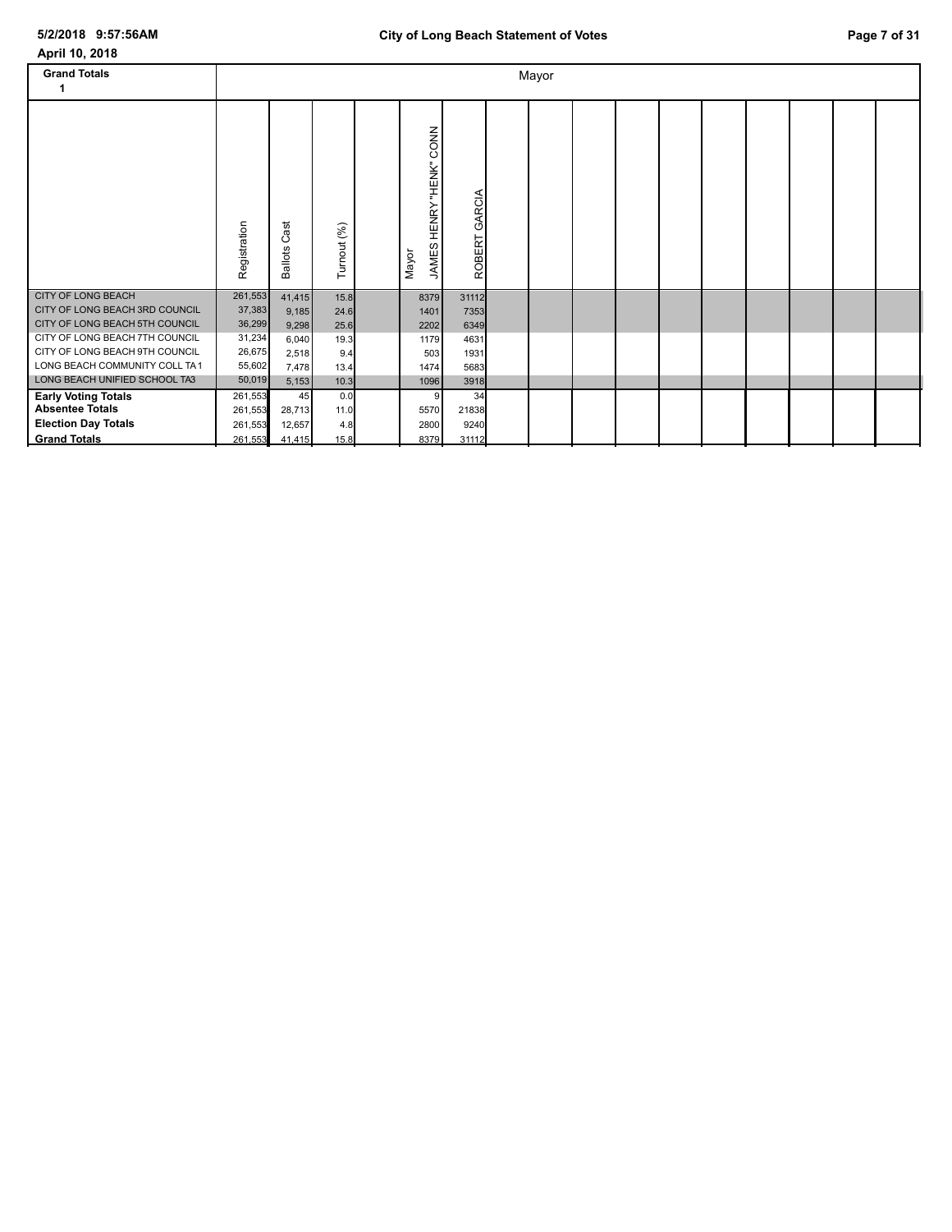April 10, 2018

| Grand Totals 1 | Registration | Ballots Cast | Turnout (%) | | Mayor JAMES HENRY "HENK" CONN | ROBERT GARCIA |
|---|---|---|---|---|---|---|
| CITY OF LONG BEACH | 261,553 | 41,415 | 15.8 | | 8379 | 31112 |
| CITY OF LONG BEACH 3RD COUNCIL | 37,383 | 9,185 | 24.6 | | 1401 | 7353 |
| CITY OF LONG BEACH 5TH COUNCIL | 36,299 | 9,298 | 25.6 | | 2202 | 6349 |
| CITY OF LONG BEACH 7TH COUNCIL | 31,234 | 6,040 | 19.3 | | 1179 | 4631 |
| CITY OF LONG BEACH 9TH COUNCIL | 26,675 | 2,518 | 9.4 | | 503 | 1931 |
| LONG BEACH COMMUNITY COLL TA1 | 55,602 | 7,478 | 13.4 | | 1474 | 5683 |
| LONG BEACH UNIFIED SCHOOL TA3 | 50,019 | 5,153 | 10.3 | | 1096 | 3918 |
| **Early Voting Totals** | 261,553 | 45 | 0.0 | | 9 | 34 |
| **Absentee Totals** | 261,553 | 28,713 | 11.0 | | 5570 | 21838 |
| **Election Day Totals** | 261,553 | 12,657 | 4.8 | | 2800 | 9240 |
| **Grand Totals** | 261,553 | 41,415 | 15.8 | | 8379 | 31112 |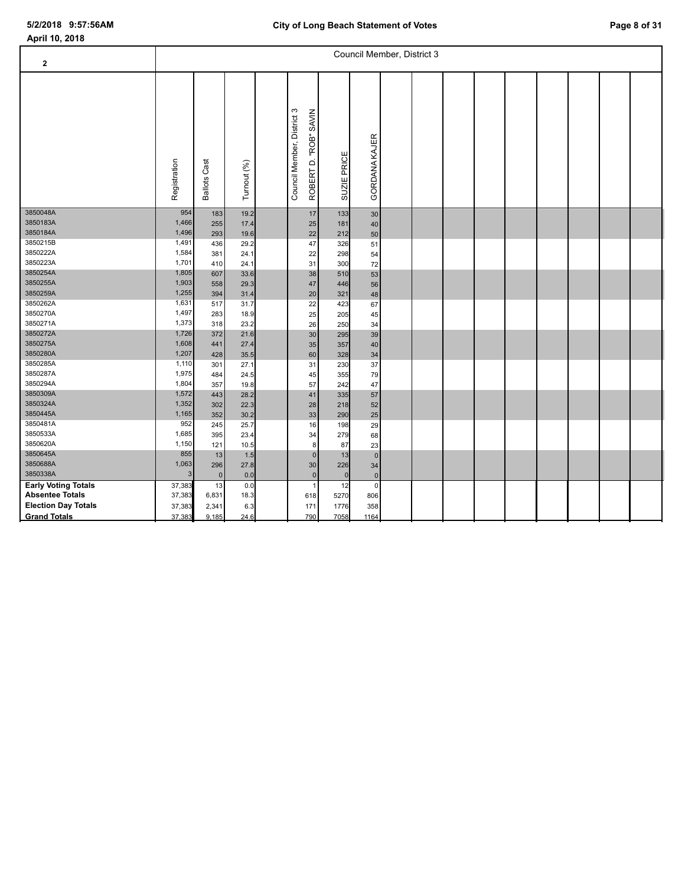# City of Long Beach Statement of Votes

5/2/2018 9:57:56AM

April 10, 2018

| 2 | Registration | Ballots Cast | Turnout (%) | Council Member, District 3 ROBERT D. "ROB" SAVIN | SUZIE PRICE | GORDANA KAJER |
|---|---|---|---|---|---|---|
| 3850048A | 954 | 183 | 19.2 | 17 | 133 | 30 |
| 3850183A | 1,466 | 255 | 17.4 | 25 | 181 | 40 |
| 3850184A | 1,496 | 293 | 19.6 | 22 | 212 | 50 |
| 3850215B | 1,491 | 436 | 29.2 | 47 | 326 | 51 |
| 3850222A | 1,584 | 381 | 24.1 | 22 | 298 | 54 |
| 3850223A | 1,701 | 410 | 24.1 | 31 | 300 | 72 |
| 3850254A | 1,805 | 607 | 33.6 | 38 | 510 | 53 |
| 3850255A | 1,903 | 558 | 29.3 | 47 | 446 | 56 |
| 3850259A | 1,255 | 394 | 31.4 | 20 | 321 | 48 |
| 3850262A | 1,631 | 517 | 31.7 | 22 | 423 | 67 |
| 3850270A | 1,497 | 283 | 18.9 | 25 | 205 | 45 |
| 3850271A | 1,373 | 318 | 23.2 | 26 | 250 | 34 |
| 3850272A | 1,726 | 372 | 21.6 | 30 | 295 | 39 |
| 3850275A | 1,608 | 441 | 27.4 | 35 | 357 | 40 |
| 3850280A | 1,207 | 428 | 35.5 | 60 | 328 | 34 |
| 3850285A | 1,110 | 301 | 27.1 | 31 | 230 | 37 |
| 3850287A | 1,975 | 484 | 24.5 | 45 | 355 | 79 |
| 3850294A | 1,804 | 357 | 19.8 | 57 | 242 | 47 |
| 3850309A | 1,572 | 443 | 28.2 | 41 | 335 | 57 |
| 3850324A | 1,352 | 302 | 22.3 | 28 | 218 | 52 |
| 3850445A | 1,165 | 352 | 30.2 | 33 | 290 | 25 |
| 3850481A | 952 | 245 | 25.7 | 16 | 198 | 29 |
| 3850533A | 1,685 | 395 | 23.4 | 34 | 279 | 68 |
| 3850620A | 1,150 | 121 | 10.5 | 8 | 87 | 23 |
| 3850645A | 855 | 13 | 1.5 | 0 | 13 | 0 |
| 3850688A | 1,063 | 296 | 27.8 | 30 | 226 | 34 |
| 3850338A | 3 | 0 | 0.0 | 0 | 0 | 0 |
| **Early Voting Totals** | 37,383 | 13 | 0.0 | 1 | 12 | 0 |
| **Absentee Totals** | 37,383 | 6,831 | 18.3 | 618 | 5270 | 806 |
| **Election Day Totals** | 37,383 | 2,341 | 6.3 | 171 | 1776 | 358 |
| **Grand Totals** | 37,383 | 9,185 | 24.6 | 790 | 7058 | 1164 |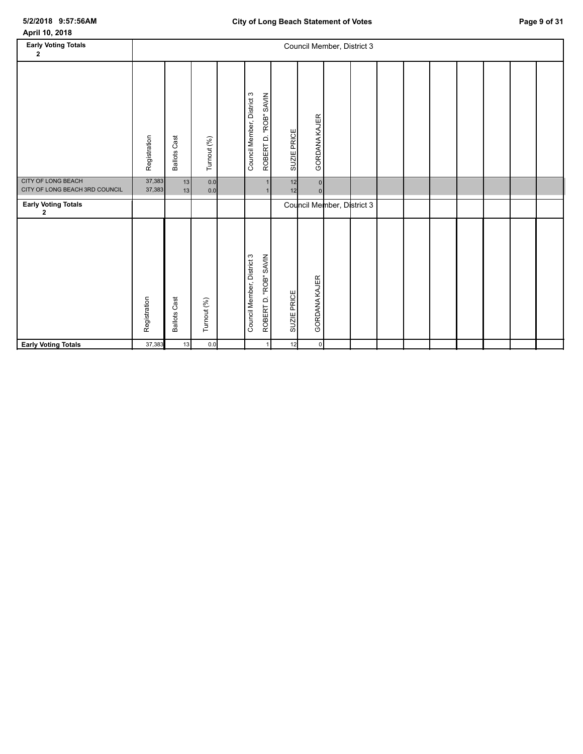April 10, 2018

| Early Voting Totals 2 | Council Member, District 3 | | | | | |
|---|---|---|---|---|---|---|
| | Registration | Ballots Cast | Turnout (%) | Council Member, District 3 ROBERT D. "ROB" SAVIN | SUZIE PRICE | GORDANA KAJER |
| CITY OF LONG BEACH | 37,383 | 13 | 0.0 | 1 | 12 | 0 |
| CITY OF LONG BEACH 3RD COUNCIL | 37,383 | 13 | 0.0 | 1 | 12 | 0 |

| Early Voting Totals 2 | Council Member, District 3 | | | | | |
|---|---|---|---|---|---|---|
| | Registration | Ballots Cast | Turnout (%) | Council Member, District 3 ROBERT D. "ROB" SAVIN | SUZIE PRICE | GORDANA KAJER |
| **Early Voting Totals** | 37,383 | 13 | 0.0 | 1 | 12 | 0 |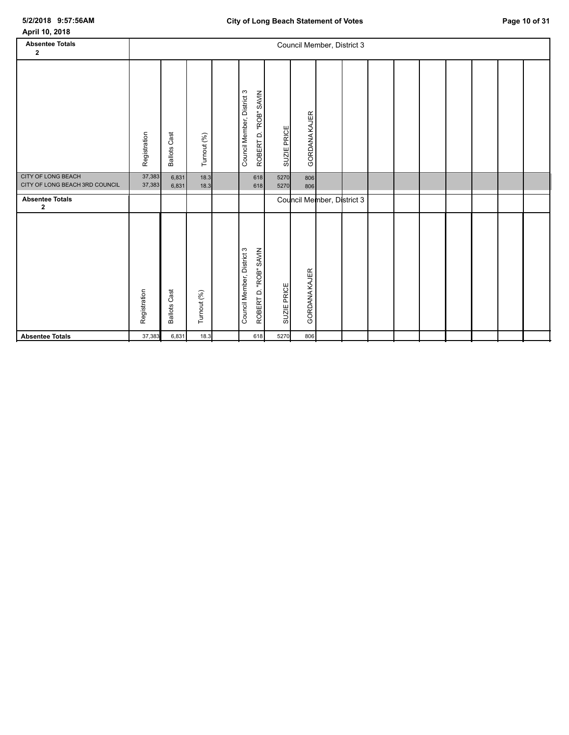April 10, 2018

| Absentee Totals 2 | Council Member, District 3 | | | | | |
|---|---|---|---|---|---|---|
| | Registration | Ballots Cast | Turnout (%) | Council Member, District 3 ROBERT D. "ROB" SAVIN | SUZIE PRICE | GORDANA KAJER |
| CITY OF LONG BEACH | 37,383 | 6,831 | 18.3 | 618 | 5270 | 806 |
| CITY OF LONG BEACH 3RD COUNCIL | 37,383 | 6,831 | 18.3 | 618 | 5270 | 806 |

| Absentee Totals 2 | Council Member, District 3 | | | | | |
|---|---|---|---|---|---|---|
| | Registration | Ballots Cast | Turnout (%) | Council Member, District 3 ROBERT D. "ROB" SAVIN | SUZIE PRICE | GORDANA KAJER |
| **Absentee Totals** | 37,383 | 6,831 | 18.3 | 618 | 5270 | 806 |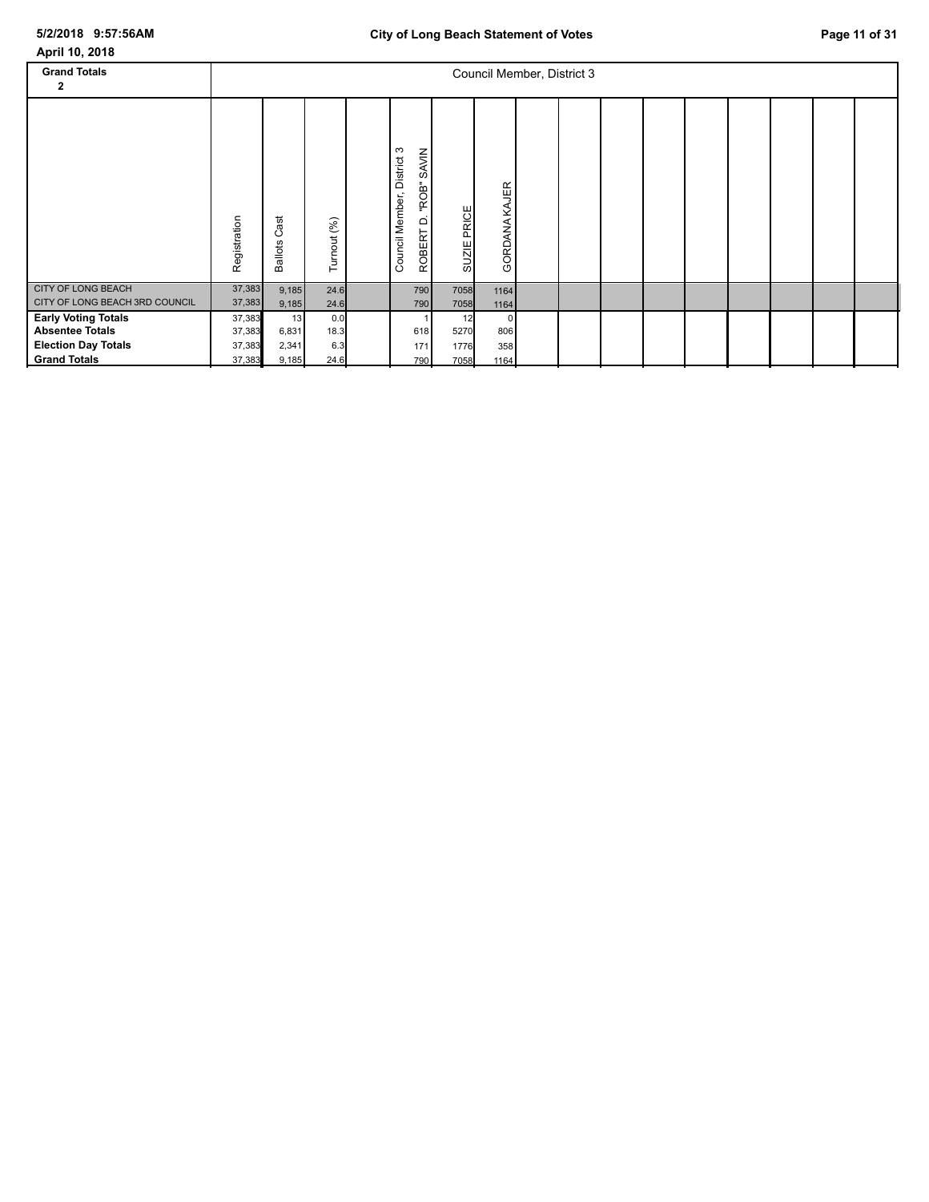April 10, 2018

| Grand Totals 2 | Council Member, District 3 | | | | | | | | | | | | | | | |
|---|---|---|---|---|---|---|---|---|---|---|---|---|---|---|---|---|
| | Registration | Ballots Cast | Turnout (%) | | Council Member, District 3 ROBERT D. "ROB" SAVIN | SUZIE PRICE | GORDANA KAJER | | | | | | | | | |
| CITY OF LONG BEACH | 37,383 | 9,185 | 24.6 | | 790 | 7058 | 1164 | | | | | | | | | |
| CITY OF LONG BEACH 3RD COUNCIL | 37,383 | 9,185 | 24.6 | | 790 | 7058 | 1164 | | | | | | | | | |
| **Early Voting Totals** | 37,383 | 13 | 0.0 | | 1 | 12 | 0 | | | | | | | | | |
| **Absentee Totals** | 37,383 | 6,831 | 18.3 | | 618 | 5270 | 806 | | | | | | | | | |
| **Election Day Totals** | 37,383 | 2,341 | 6.3 | | 171 | 1776 | 358 | | | | | | | | | |
| **Grand Totals** | 37,383 | 9,185 | 24.6 | | 790 | 7058 | 1164 | | | | | | | | | |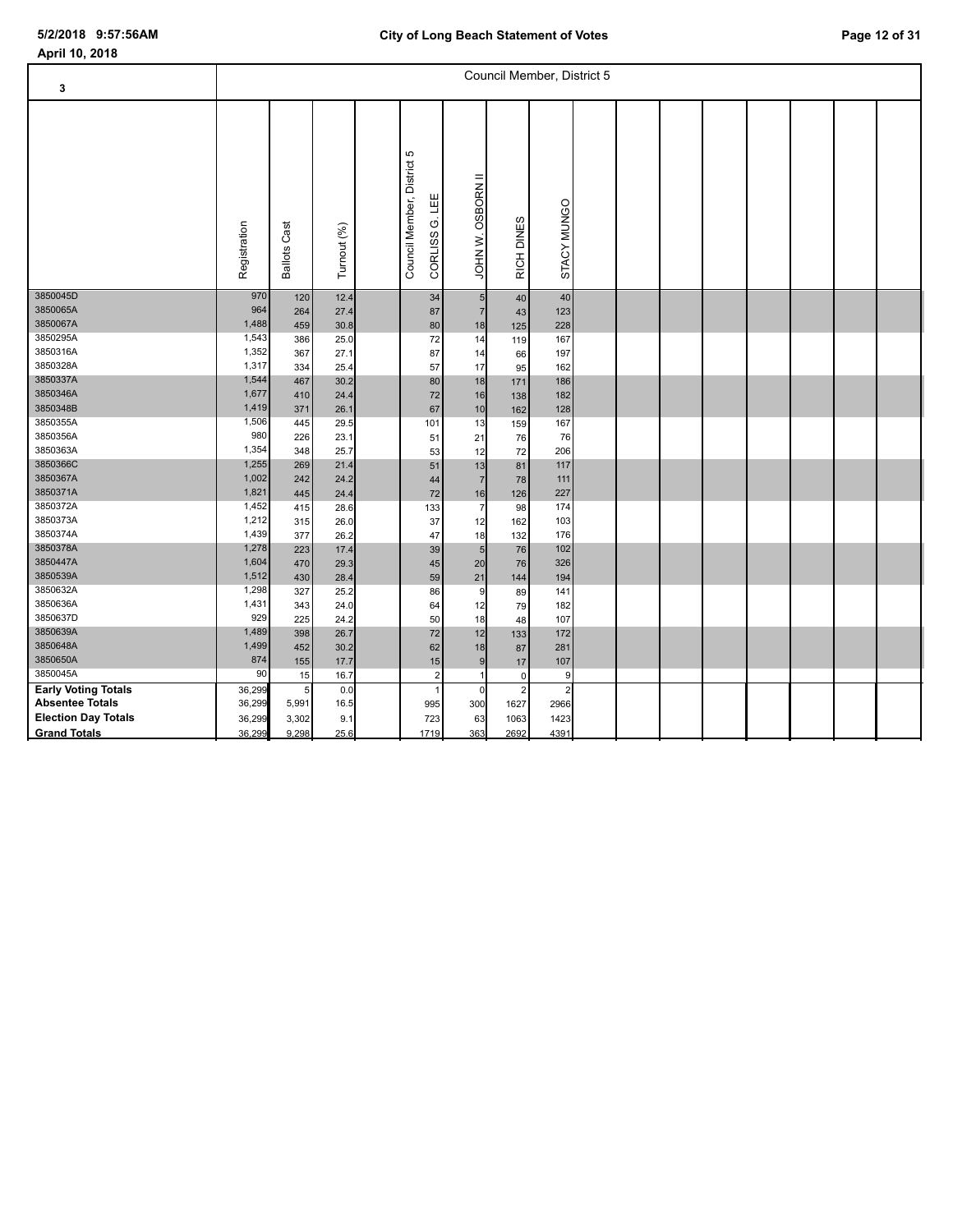April 10, 2018

## Council Member, District 5

| 3 | Registration | Ballots Cast | Turnout (%) | Council Member, District 5 CORLISS G. LEE | JOHN W. OSBORN II | RICH DINES | STACY MUNGO |
|---|---|---|---|---|---|---|---|
| 3850045D | 970 | 120 | 12.4 | 34 | 5 | 40 | 40 |
| 3850065A | 964 | 264 | 27.4 | 87 | 7 | 43 | 123 |
| 3850067A | 1,488 | 459 | 30.8 | 80 | 18 | 125 | 228 |
| 3850295A | 1,543 | 386 | 25.0 | 72 | 14 | 119 | 167 |
| 3850316A | 1,352 | 367 | 27.1 | 87 | 14 | 66 | 197 |
| 3850328A | 1,317 | 334 | 25.4 | 57 | 17 | 95 | 162 |
| 3850337A | 1,544 | 467 | 30.2 | 80 | 18 | 171 | 186 |
| 3850346A | 1,677 | 410 | 24.4 | 72 | 16 | 138 | 182 |
| 3850348B | 1,419 | 371 | 26.1 | 67 | 10 | 162 | 128 |
| 3850355A | 1,506 | 445 | 29.5 | 101 | 13 | 159 | 167 |
| 3850356A | 980 | 226 | 23.1 | 51 | 21 | 76 | 76 |
| 3850363A | 1,354 | 348 | 25.7 | 53 | 12 | 72 | 206 |
| 3850366C | 1,255 | 269 | 21.4 | 51 | 13 | 81 | 117 |
| 3850367A | 1,002 | 242 | 24.2 | 44 | 7 | 78 | 111 |
| 3850371A | 1,821 | 445 | 24.4 | 72 | 16 | 126 | 227 |
| 3850372A | 1,452 | 415 | 28.6 | 133 | 7 | 98 | 174 |
| 3850373A | 1,212 | 315 | 26.0 | 37 | 12 | 162 | 103 |
| 3850374A | 1,439 | 377 | 26.2 | 47 | 18 | 132 | 176 |
| 3850378A | 1,278 | 223 | 17.4 | 39 | 5 | 76 | 102 |
| 3850447A | 1,604 | 470 | 29.3 | 45 | 20 | 76 | 326 |
| 3850539A | 1,512 | 430 | 28.4 | 59 | 21 | 144 | 194 |
| 3850632A | 1,298 | 327 | 25.2 | 86 | 9 | 89 | 141 |
| 3850636A | 1,431 | 343 | 24.0 | 64 | 12 | 79 | 182 |
| 3850637D | 929 | 225 | 24.2 | 50 | 18 | 48 | 107 |
| 3850639A | 1,489 | 398 | 26.7 | 72 | 12 | 133 | 172 |
| 3850648A | 1,499 | 452 | 30.2 | 62 | 18 | 87 | 281 |
| 3850650A | 874 | 155 | 17.7 | 15 | 9 | 17 | 107 |
| 3850045A | 90 | 15 | 16.7 | 2 | 1 | 0 | 9 |
| **Early Voting Totals** | 36,299 | 5 | 0.0 | 1 | 0 | 2 | 2 |
| **Absentee Totals** | 36,299 | 5,991 | 16.5 | 995 | 300 | 1627 | 2966 |
| **Election Day Totals** | 36,299 | 3,302 | 9.1 | 723 | 63 | 1063 | 1423 |
| **Grand Totals** | 36,299 | 9,298 | 25.6 | 1719 | 363 | 2692 | 4391 |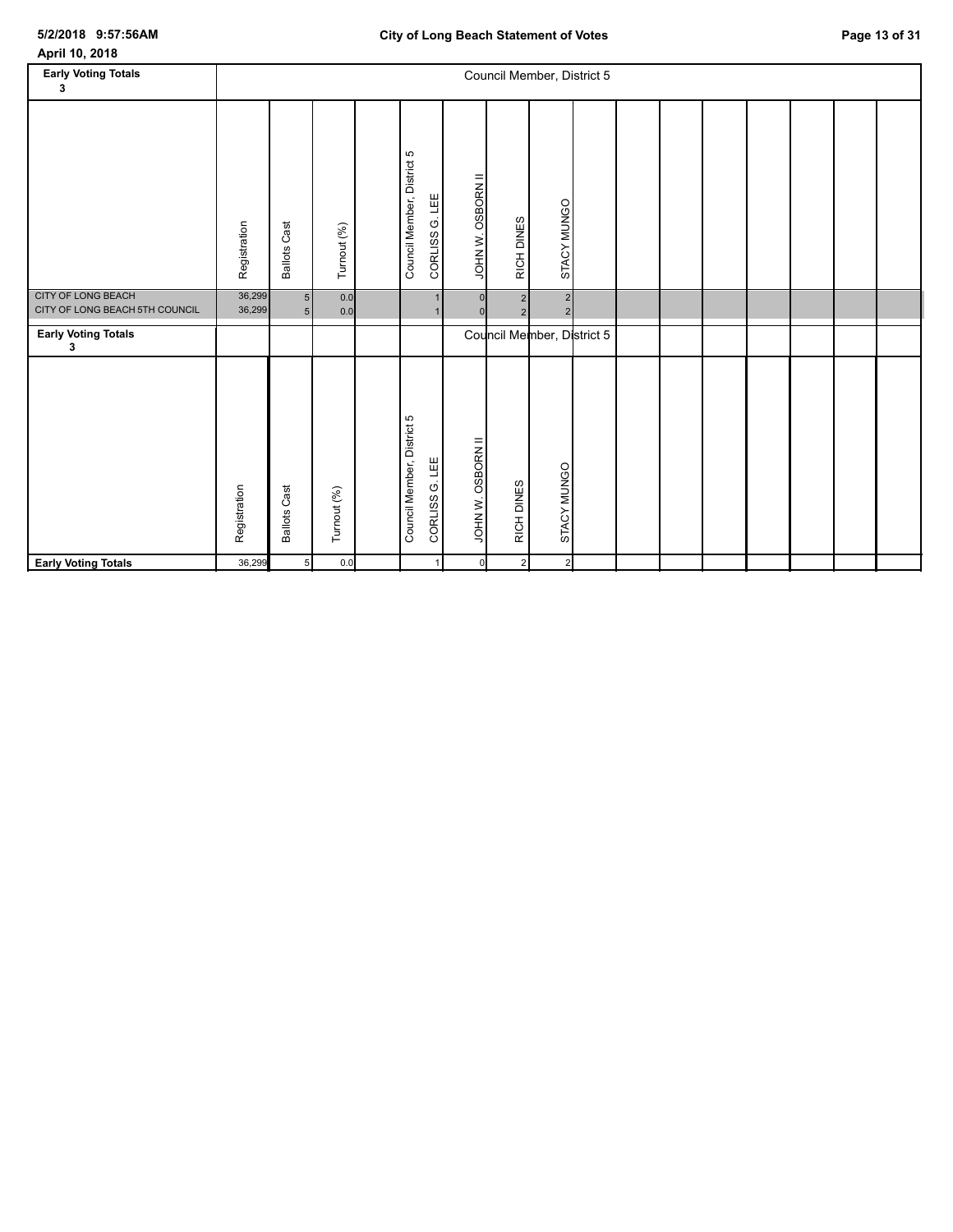April 10, 2018

| Early Voting Totals 3 | Council Member, District 5 | | | | | | | |
|---|---|---|---|---|---|---|---|---|
| | Registration | Ballots Cast | Turnout (%) | | Council Member, District 5 CORLISS G. LEE | JOHN W. OSBORN II | RICH DINES | STACY MUNGO |
| CITY OF LONG BEACH | 36,299 | 5 | 0.0 | | 1 | 0 | 2 | 2 |
| CITY OF LONG BEACH 5TH COUNCIL | 36,299 | 5 | 0.0 | | 1 | 0 | 2 | 2 |

| Early Voting Totals 3 | | | | | Council Member, District 5 | | | |
|---|---|---|---|---|---|---|---|---|
| | Registration | Ballots Cast | Turnout (%) | | Council Member, District 5 CORLISS G. LEE | JOHN W. OSBORN II | RICH DINES | STACY MUNGO |
| Early Voting Totals | 36,299 | 5 | 0.0 | | 1 | 0 | 2 | 2 |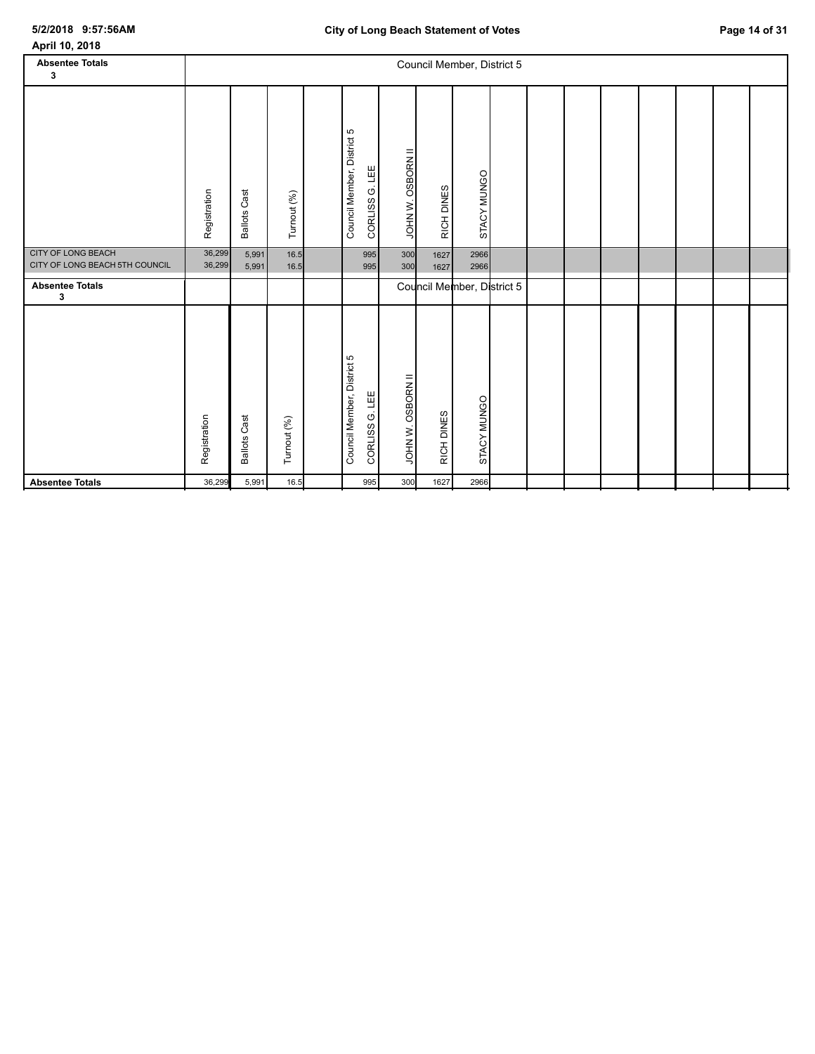April 10, 2018

| Absentee Totals 3 | Council Member, District 5 | | | | | | | |
|---|---|---|---|---|---|---|---|---|
| | Registration | Ballots Cast | Turnout (%) | | Council Member, District 5 CORLISS G. LEE | JOHN W. OSBORN II | RICH DINES | STACY MUNGO |
| CITY OF LONG BEACH | 36,299 | 5,991 | 16.5 | | 995 | 300 | 1627 | 2966 |
| CITY OF LONG BEACH 5TH COUNCIL | 36,299 | 5,991 | 16.5 | | 995 | 300 | 1627 | 2966 |

| Absentee Totals 3 | | | | | Council Member, District 5 | | | |
|---|---|---|---|---|---|---|---|---|
| | Registration | Ballots Cast | Turnout (%) | | Council Member, District 5 CORLISS G. LEE | JOHN W. OSBORN II | RICH DINES | STACY MUNGO |
| **Absentee Totals** | 36,299 | 5,991 | 16.5 | | 995 | 300 | 1627 | 2966 |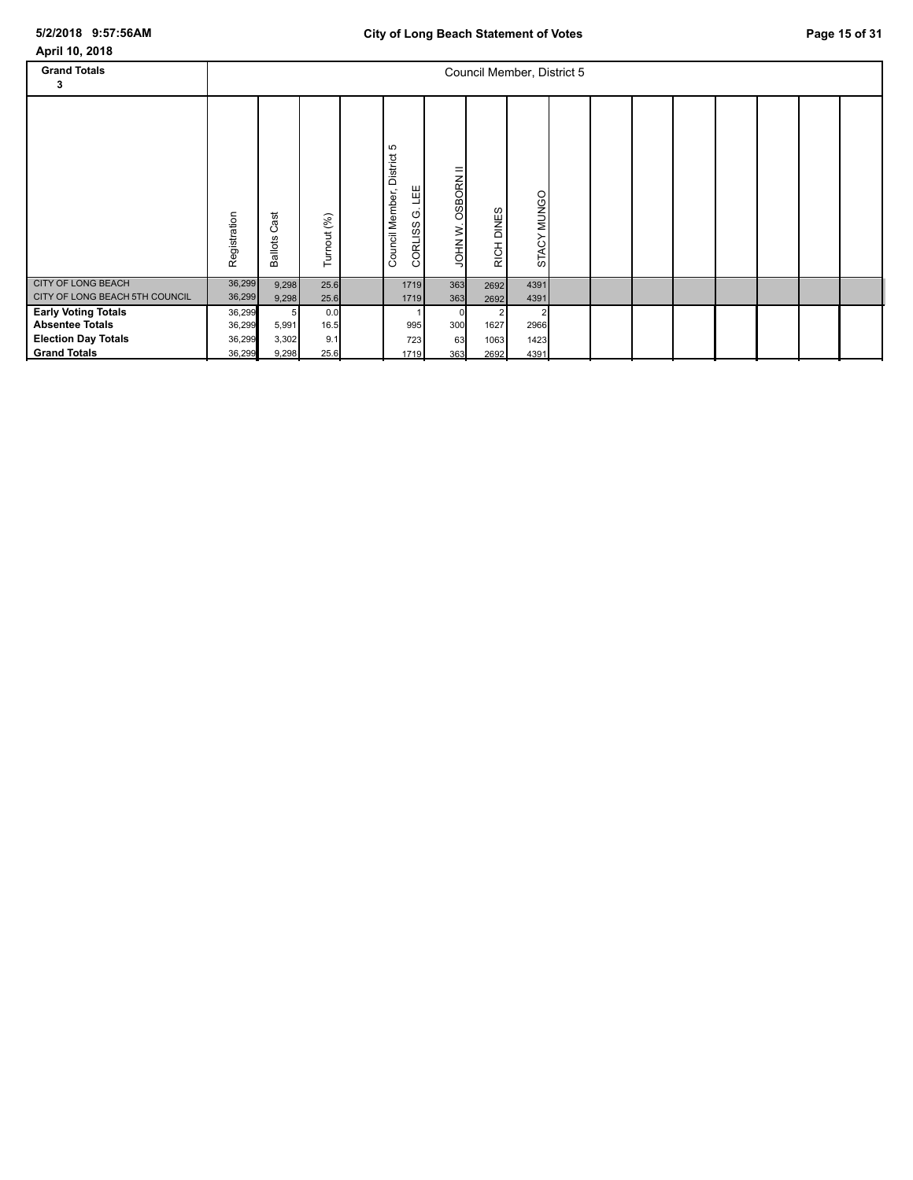# City of Long Beach Statement of Votes

5/2/2018 9:57:56AM

April 10, 2018

| Grand Totals 3 | Council Member, District 5 | | | | | | | |
|---|---|---|---|---|---|---|---|---|
| | Registration | Ballots Cast | Turnout (%) | Council Member, District 5 | CORLISS G. LEE | JOHN W. OSBORN II | RICH DINES | STACY MUNGO |
| CITY OF LONG BEACH | 36,299 | 9,298 | 25.6 | | 1719 | 363 | 2692 | 4391 |
| CITY OF LONG BEACH 5TH COUNCIL | 36,299 | 9,298 | 25.6 | | 1719 | 363 | 2692 | 4391 |
| **Early Voting Totals** | 36,299 | 5 | 0.0 | | 1 | 0 | 2 | 2 |
| **Absentee Totals** | 36,299 | 5,991 | 16.5 | | 995 | 300 | 1627 | 2966 |
| **Election Day Totals** | 36,299 | 3,302 | 9.1 | | 723 | 63 | 1063 | 1423 |
| **Grand Totals** | 36,299 | 9,298 | 25.6 | | 1719 | 363 | 2692 | 4391 |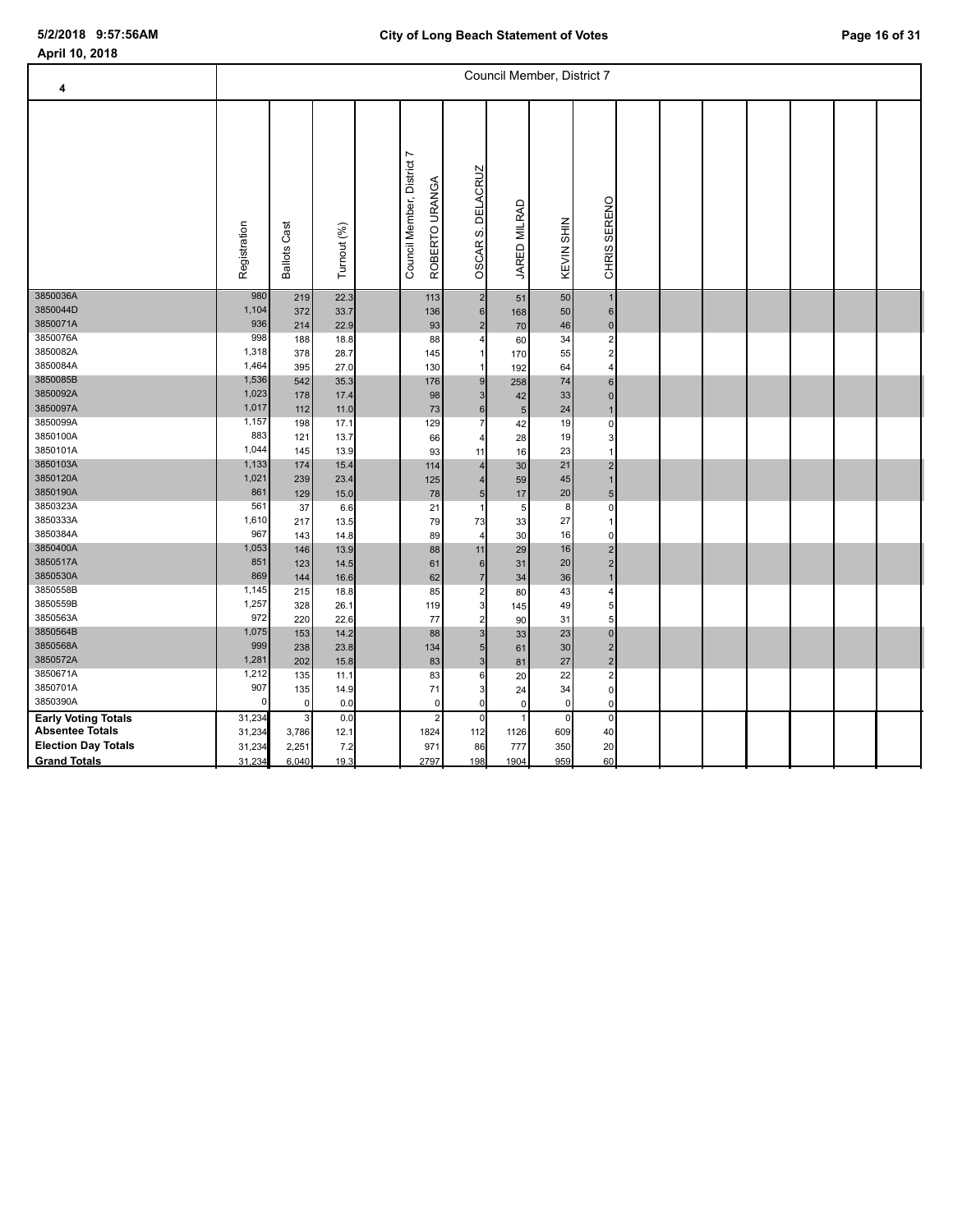April 10, 2018

| 4 | Council Member, District 7 | | | | | | | | |
|---|---|---|---|---|---|---|---|---|---|
| | Registration | Ballots Cast | Turnout (%) | | Council Member, District 7 ROBERTO URANGA | OSCAR S. DELACRUZ | JARED MILRAD | KEVIN SHIN | CHRIS SERENO |
| 3850036A | 980 | 219 | 22.3 | | 113 | 2 | 51 | 50 | 1 |
| 3850044D | 1,104 | 372 | 33.7 | | 136 | 6 | 168 | 50 | 6 |
| 3850071A | 936 | 214 | 22.9 | | 93 | 2 | 70 | 46 | 0 |
| 3850076A | 998 | 188 | 18.8 | | 88 | 4 | 60 | 34 | 2 |
| 3850082A | 1,318 | 378 | 28.7 | | 145 | 1 | 170 | 55 | 2 |
| 3850084A | 1,464 | 395 | 27.0 | | 130 | 1 | 192 | 64 | 4 |
| 3850085B | 1,536 | 542 | 35.3 | | 176 | 9 | 258 | 74 | 6 |
| 3850092A | 1,023 | 178 | 17.4 | | 98 | 3 | 42 | 33 | 0 |
| 3850097A | 1,017 | 112 | 11.0 | | 73 | 6 | 5 | 24 | 1 |
| 3850099A | 1,157 | 198 | 17.1 | | 129 | 7 | 42 | 19 | 0 |
| 3850100A | 883 | 121 | 13.7 | | 66 | 4 | 28 | 19 | 3 |
| 3850101A | 1,044 | 145 | 13.9 | | 93 | 11 | 16 | 23 | 1 |
| 3850103A | 1,133 | 174 | 15.4 | | 114 | 4 | 30 | 21 | 2 |
| 3850120A | 1,021 | 239 | 23.4 | | 125 | 4 | 59 | 45 | 1 |
| 3850190A | 861 | 129 | 15.0 | | 78 | 5 | 17 | 20 | 5 |
| 3850323A | 561 | 37 | 6.6 | | 21 | 1 | 5 | 8 | 0 |
| 3850333A | 1,610 | 217 | 13.5 | | 79 | 73 | 33 | 27 | 1 |
| 3850384A | 967 | 143 | 14.8 | | 89 | 4 | 30 | 16 | 0 |
| 3850400A | 1,053 | 146 | 13.9 | | 88 | 11 | 29 | 16 | 2 |
| 3850517A | 851 | 123 | 14.5 | | 61 | 6 | 31 | 20 | 2 |
| 3850530A | 869 | 144 | 16.6 | | 62 | 7 | 34 | 36 | 1 |
| 3850558B | 1,145 | 215 | 18.8 | | 85 | 2 | 80 | 43 | 4 |
| 3850559B | 1,257 | 328 | 26.1 | | 119 | 3 | 145 | 49 | 5 |
| 3850563A | 972 | 220 | 22.6 | | 77 | 2 | 90 | 31 | 5 |
| 3850564B | 1,075 | 153 | 14.2 | | 88 | 3 | 33 | 23 | 0 |
| 3850568A | 999 | 238 | 23.8 | | 134 | 5 | 61 | 30 | 2 |
| 3850572A | 1,281 | 202 | 15.8 | | 83 | 3 | 81 | 27 | 2 |
| 3850671A | 1,212 | 135 | 11.1 | | 83 | 6 | 20 | 22 | 2 |
| 3850701A | 907 | 135 | 14.9 | | 71 | 3 | 24 | 34 | 0 |
| 3850390A | 0 | 0 | 0.0 | | 0 | 0 | 0 | 0 | 0 |
| **Early Voting Totals** | 31,234 | 3 | 0.0 | | 2 | 0 | 1 | 0 | 0 |
| **Absentee Totals** | 31,234 | 3,786 | 12.1 | | 1824 | 112 | 1126 | 609 | 40 |
| **Election Day Totals** | 31,234 | 2,251 | 7.2 | | 971 | 86 | 777 | 350 | 20 |
| **Grand Totals** | 31,234 | 6,040 | 19.3 | | 2797 | 198 | 1904 | 959 | 60 |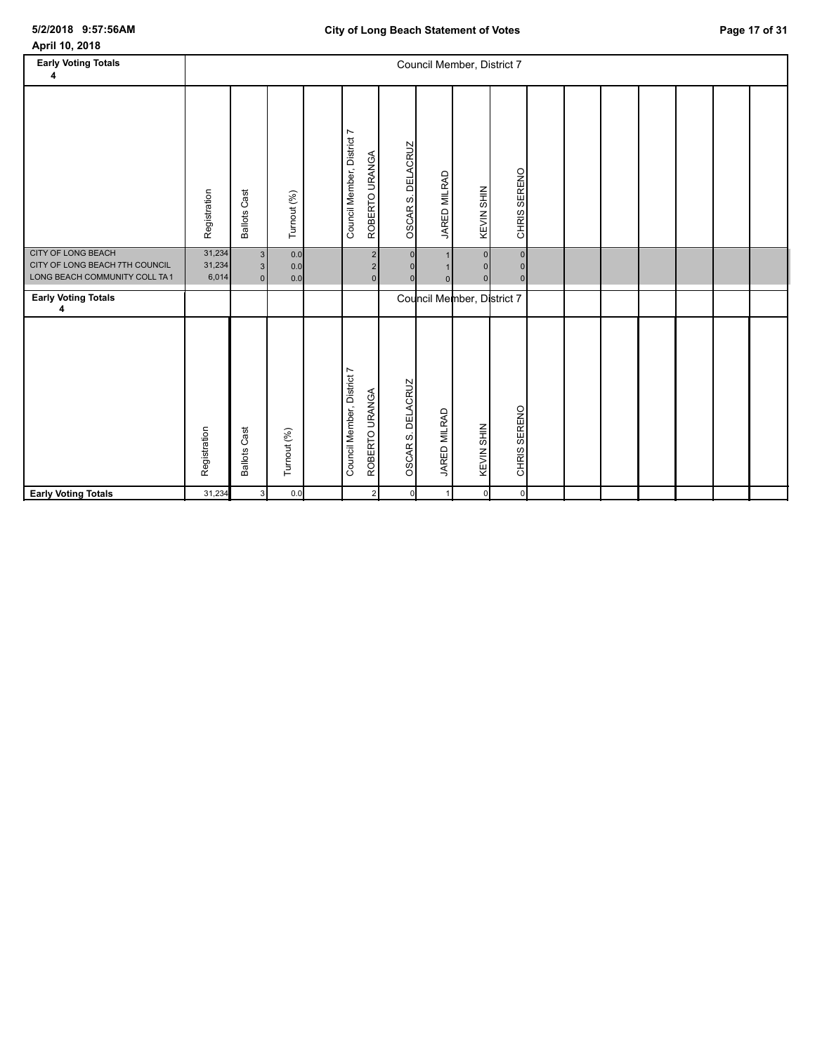April 10, 2018

| Early Voting Totals 4 | Council Member, District 7 | | | | | | | | |
|---|---|---|---|---|---|---|---|---|---|
| | Registration | Ballots Cast | Turnout (%) | | Council Member, District 7 ROBERTO URANGA | OSCAR S. DELACRUZ | JARED MILRAD | KEVIN SHIN | CHRIS SERENO |
| CITY OF LONG BEACH | 31,234 | 3 | 0.0 | | 2 | 0 | 1 | 0 | 0 |
| CITY OF LONG BEACH 7TH COUNCIL | 31,234 | 3 | 0.0 | | 2 | 0 | 1 | 0 | 0 |
| LONG BEACH COMMUNITY COLL TA1 | 6,014 | 0 | 0.0 | | 0 | 0 | 0 | 0 | 0 |

| Early Voting Totals 4 | Council Member, District 7 | | | | | | | | |
|---|---|---|---|---|---|---|---|---|---|
| | Registration | Ballots Cast | Turnout (%) | | Council Member, District 7 ROBERTO URANGA | OSCAR S. DELACRUZ | JARED MILRAD | KEVIN SHIN | CHRIS SERENO |
| **Early Voting Totals** | 31,234 | 3 | 0.0 | | 2 | 0 | 1 | 0 | 0 |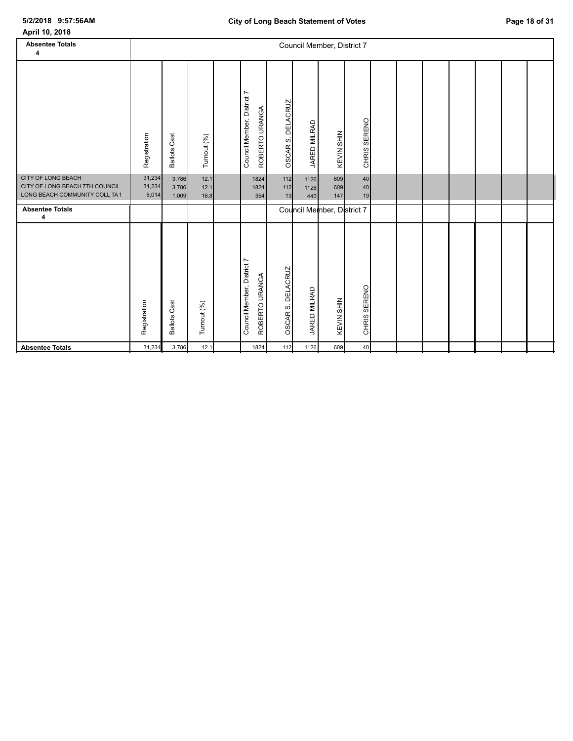April 10, 2018

**Absentee Totals 4** — Council Member, District 7

| | Registration | Ballots Cast | Turnout (%) | Council Member, District 7 ROBERTO URANGA | OSCAR S. DELACRUZ | JARED MILRAD | KEVIN SHIN | CHRIS SERENO |
|---|---|---|---|---|---|---|---|---|
| CITY OF LONG BEACH | 31,234 | 3,786 | 12.1 | 1824 | 112 | 1126 | 609 | 40 |
| CITY OF LONG BEACH 7TH COUNCIL | 31,234 | 3,786 | 12.1 | 1824 | 112 | 1126 | 609 | 40 |
| LONG BEACH COMMUNITY COLL TA 1 | 6,014 | 1,009 | 16.8 | 354 | 13 | 440 | 147 | 19 |

**Absentee Totals 4** — Council Member, District 7

| | Registration | Ballots Cast | Turnout (%) | Council Member, District 7 ROBERTO URANGA | OSCAR S. DELACRUZ | JARED MILRAD | KEVIN SHIN | CHRIS SERENO |
|---|---|---|---|---|---|---|---|---|
| **Absentee Totals** | 31,234 | 3,786 | 12.1 | 1824 | 112 | 1126 | 609 | 40 |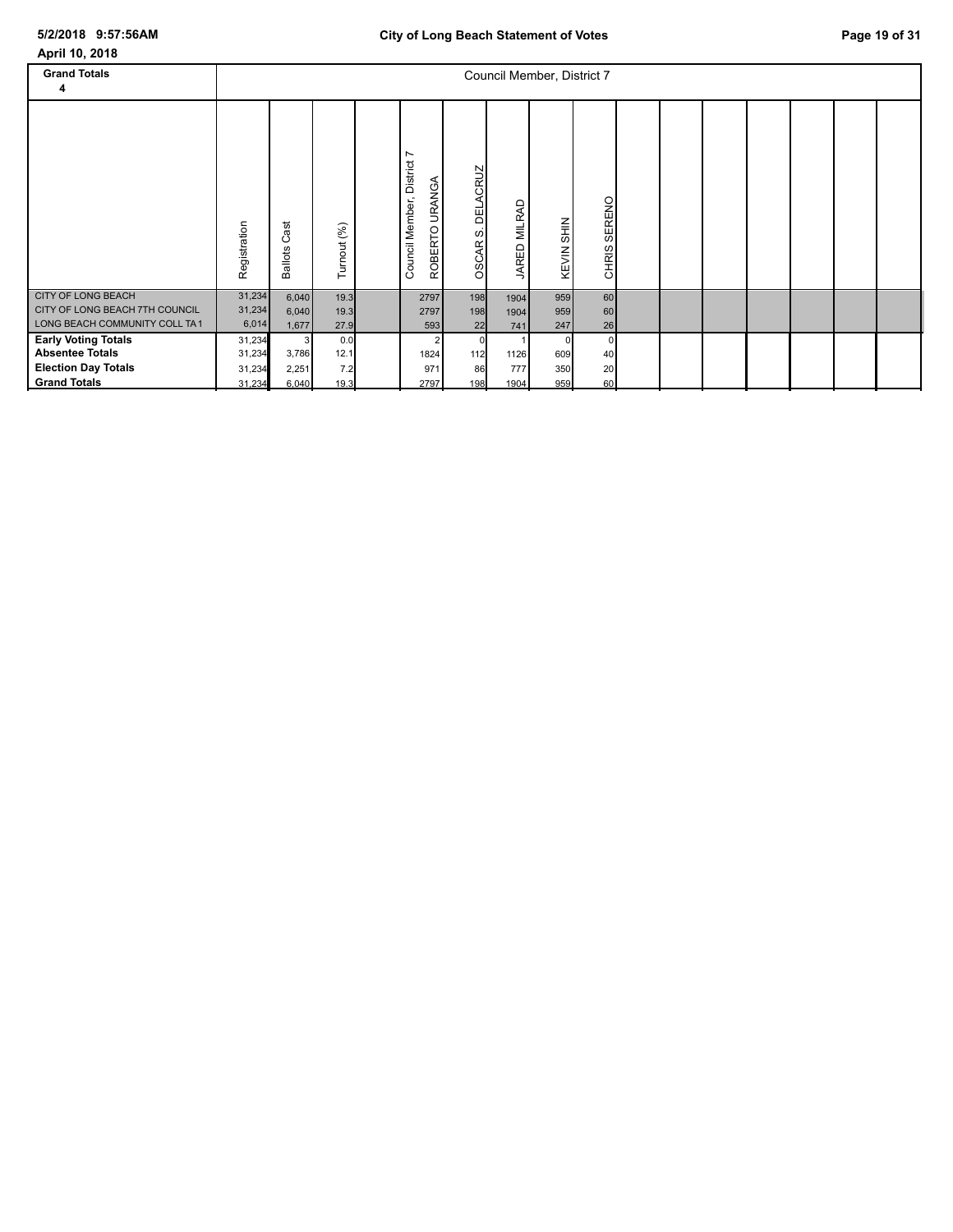April 10, 2018

| Grand Totals 4 | Council Member, District 7 | | | | | | | |
|---|---|---|---|---|---|---|---|---|
| | Registration | Ballots Cast | Turnout (%) | Council Member, District 7 ROBERTO URANGA | OSCAR S. DELACRUZ | JARED MILRAD | KEVIN SHIN | CHRIS SERENO |
| CITY OF LONG BEACH | 31,234 | 6,040 | 19.3 | 2797 | 198 | 1904 | 959 | 60 |
| CITY OF LONG BEACH 7TH COUNCIL | 31,234 | 6,040 | 19.3 | 2797 | 198 | 1904 | 959 | 60 |
| LONG BEACH COMMUNITY COLL TA 1 | 6,014 | 1,677 | 27.9 | 593 | 22 | 741 | 247 | 26 |
| **Early Voting Totals** | 31,234 | 3 | 0.0 | 2 | 0 | 1 | 0 | 0 |
| **Absentee Totals** | 31,234 | 3,786 | 12.1 | 1824 | 112 | 1126 | 609 | 40 |
| **Election Day Totals** | 31,234 | 2,251 | 7.2 | 971 | 86 | 777 | 350 | 20 |
| **Grand Totals** | 31,234 | 6,040 | 19.3 | 2797 | 198 | 1904 | 959 | 60 |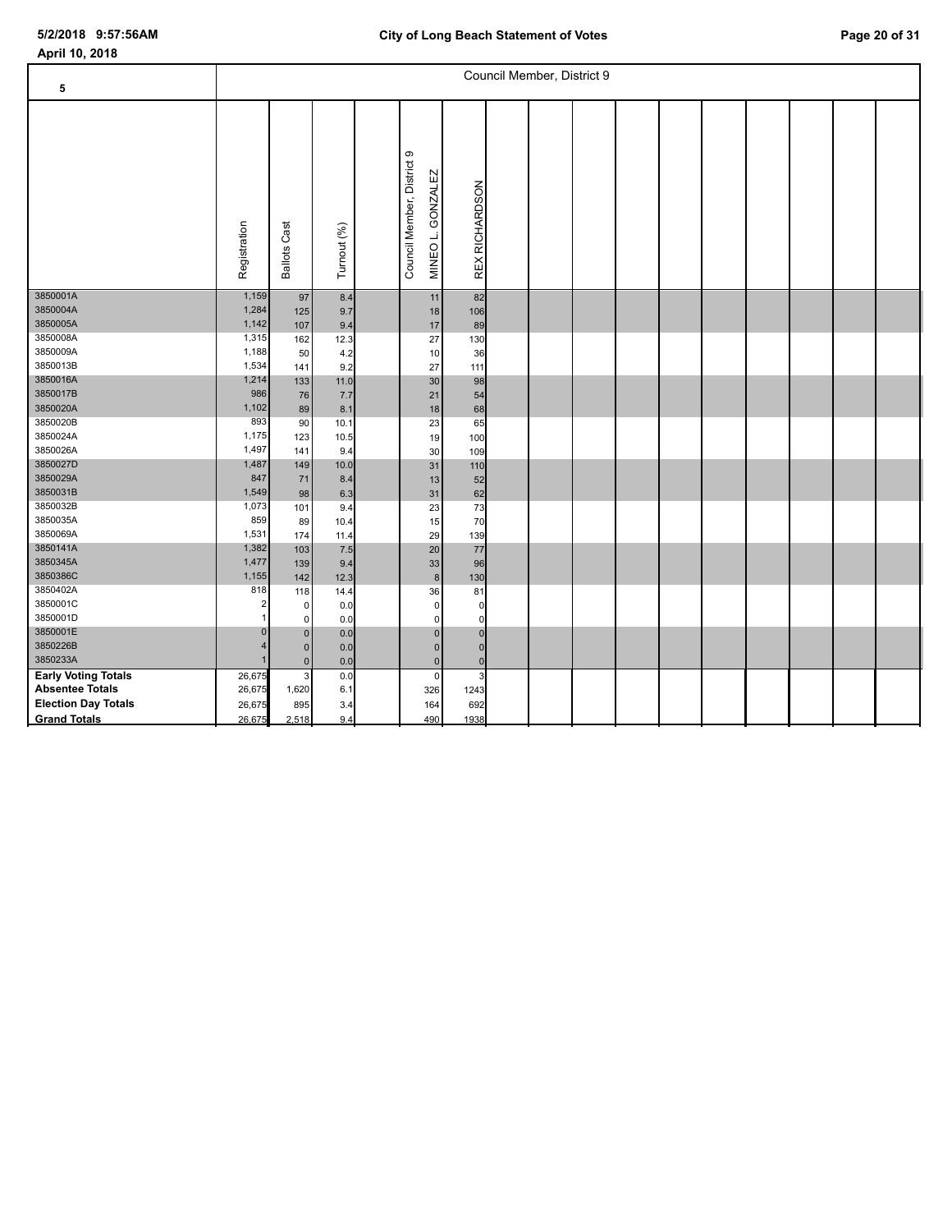April 10, 2018

| 5 | Council Member, District 9 | | | | | |
|---|---|---|---|---|---|---|
| | Registration | Ballots Cast | Turnout (%) | Council Member, District 9 | MINEO L. GONZALEZ | REX RICHARDSON |
| 3850001A | 1,159 | 97 | 8.4 | | 11 | 82 |
| 3850004A | 1,284 | 125 | 9.7 | | 18 | 106 |
| 3850005A | 1,142 | 107 | 9.4 | | 17 | 89 |
| 3850008A | 1,315 | 162 | 12.3 | | 27 | 130 |
| 3850009A | 1,188 | 50 | 4.2 | | 10 | 36 |
| 3850013B | 1,534 | 141 | 9.2 | | 27 | 111 |
| 3850016A | 1,214 | 133 | 11.0 | | 30 | 98 |
| 3850017B | 986 | 76 | 7.7 | | 21 | 54 |
| 3850020A | 1,102 | 89 | 8.1 | | 18 | 68 |
| 3850020B | 893 | 90 | 10.1 | | 23 | 65 |
| 3850024A | 1,175 | 123 | 10.5 | | 19 | 100 |
| 3850026A | 1,497 | 141 | 9.4 | | 30 | 109 |
| 3850027D | 1,487 | 149 | 10.0 | | 31 | 110 |
| 3850029A | 847 | 71 | 8.4 | | 13 | 52 |
| 3850031B | 1,549 | 98 | 6.3 | | 31 | 62 |
| 3850032B | 1,073 | 101 | 9.4 | | 23 | 73 |
| 3850035A | 859 | 89 | 10.4 | | 15 | 70 |
| 3850069A | 1,531 | 174 | 11.4 | | 29 | 139 |
| 3850141A | 1,382 | 103 | 7.5 | | 20 | 77 |
| 3850345A | 1,477 | 139 | 9.4 | | 33 | 96 |
| 3850386C | 1,155 | 142 | 12.3 | | 8 | 130 |
| 3850402A | 818 | 118 | 14.4 | | 36 | 81 |
| 3850001C | 2 | 0 | 0.0 | | 0 | 0 |
| 3850001D | 1 | 0 | 0.0 | | 0 | 0 |
| 3850001E | 0 | 0 | 0.0 | | 0 | 0 |
| 3850226B | 4 | 0 | 0.0 | | 0 | 0 |
| 3850233A | 1 | 0 | 0.0 | | 0 | 0 |
| **Early Voting Totals** | 26,675 | 3 | 0.0 | | 0 | 3 |
| **Absentee Totals** | 26,675 | 1,620 | 6.1 | | 326 | 1243 |
| **Election Day Totals** | 26,675 | 895 | 3.4 | | 164 | 692 |
| **Grand Totals** | 26,675 | 2,518 | 9.4 | | 490 | 1938 |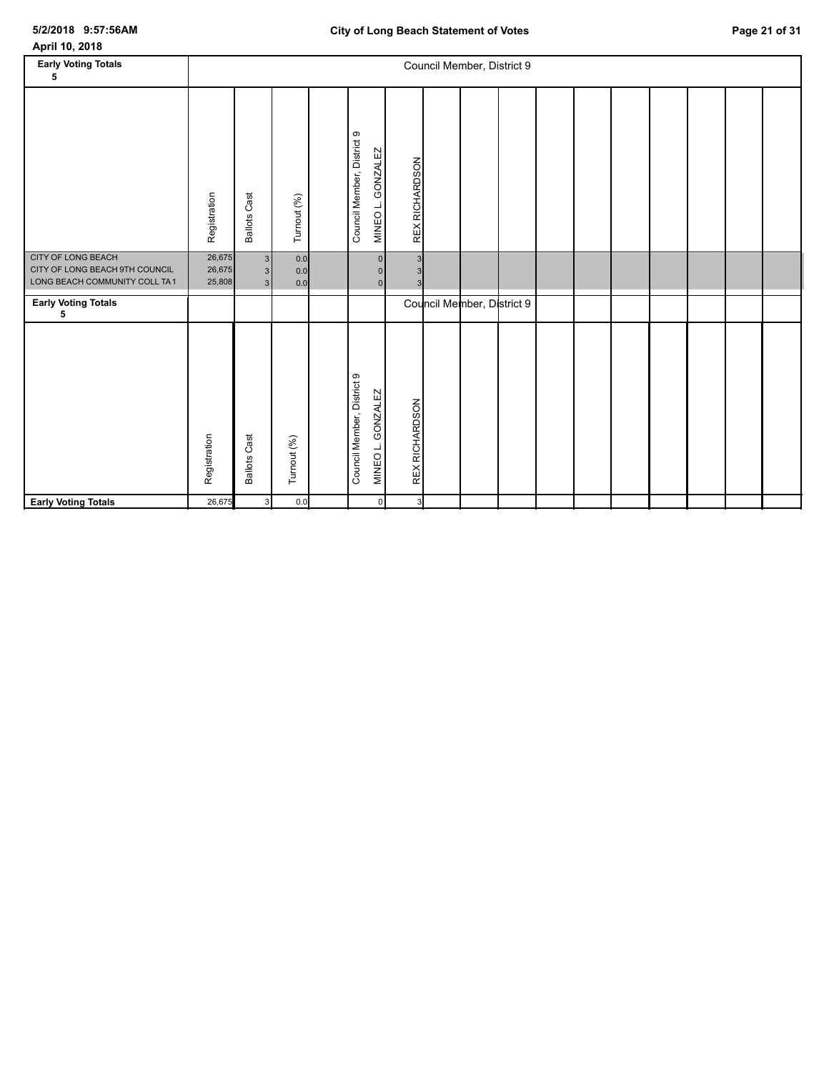April 10, 2018

| Early Voting Totals 5 | Council Member, District 9 | | | | | |
|---|---|---|---|---|---|---|
| | Registration | Ballots Cast | Turnout (%) | Council Member, District 9 | MINEO L. GONZALEZ | REX RICHARDSON |
| CITY OF LONG BEACH | 26,675 | 3 | 0.0 | | 0 | 3 |
| CITY OF LONG BEACH 9TH COUNCIL | 26,675 | 3 | 0.0 | | 0 | 3 |
| LONG BEACH COMMUNITY COLL TA 1 | 25,808 | 3 | 0.0 | | 0 | 3 |

| Early Voting Totals 5 | Council Member, District 9 | | | | | |
|---|---|---|---|---|---|---|
| | Registration | Ballots Cast | Turnout (%) | Council Member, District 9 | MINEO L. GONZALEZ | REX RICHARDSON |
| **Early Voting Totals** | 26,675 | 3 | 0.0 | | 0 | 3 |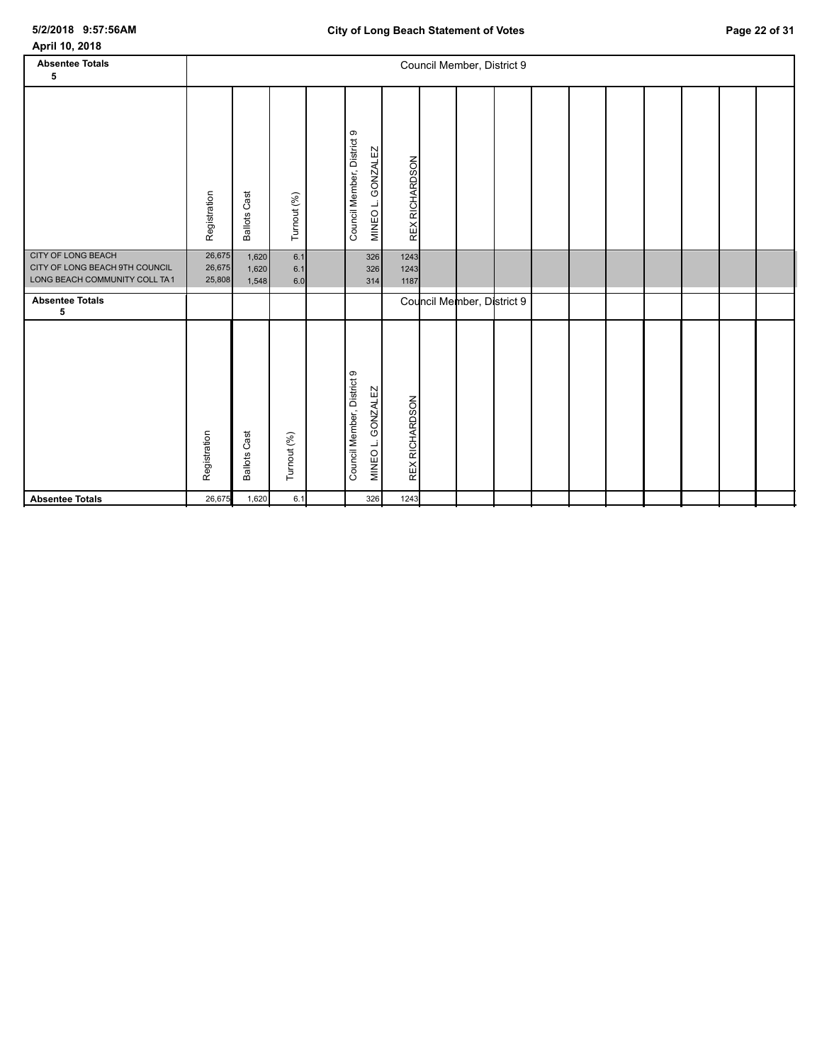April 10, 2018

| Absentee Totals 5 | Registration | Ballots Cast | Turnout (%) | Council Member, District 9 | MINEO L. GONZALEZ | REX RICHARDSON |
|---|---|---|---|---|---|---|
| CITY OF LONG BEACH | 26,675 | 1,620 | 6.1 | | 326 | 1243 |
| CITY OF LONG BEACH 9TH COUNCIL | 26,675 | 1,620 | 6.1 | | 326 | 1243 |
| LONG BEACH COMMUNITY COLL TA 1 | 25,808 | 1,548 | 6.0 | | 314 | 1187 |

| Absentee Totals 5 | Registration | Ballots Cast | Turnout (%) | Council Member, District 9 | MINEO L. GONZALEZ | REX RICHARDSON |
|---|---|---|---|---|---|---|
| **Absentee Totals** | 26,675 | 1,620 | 6.1 | | 326 | 1243 |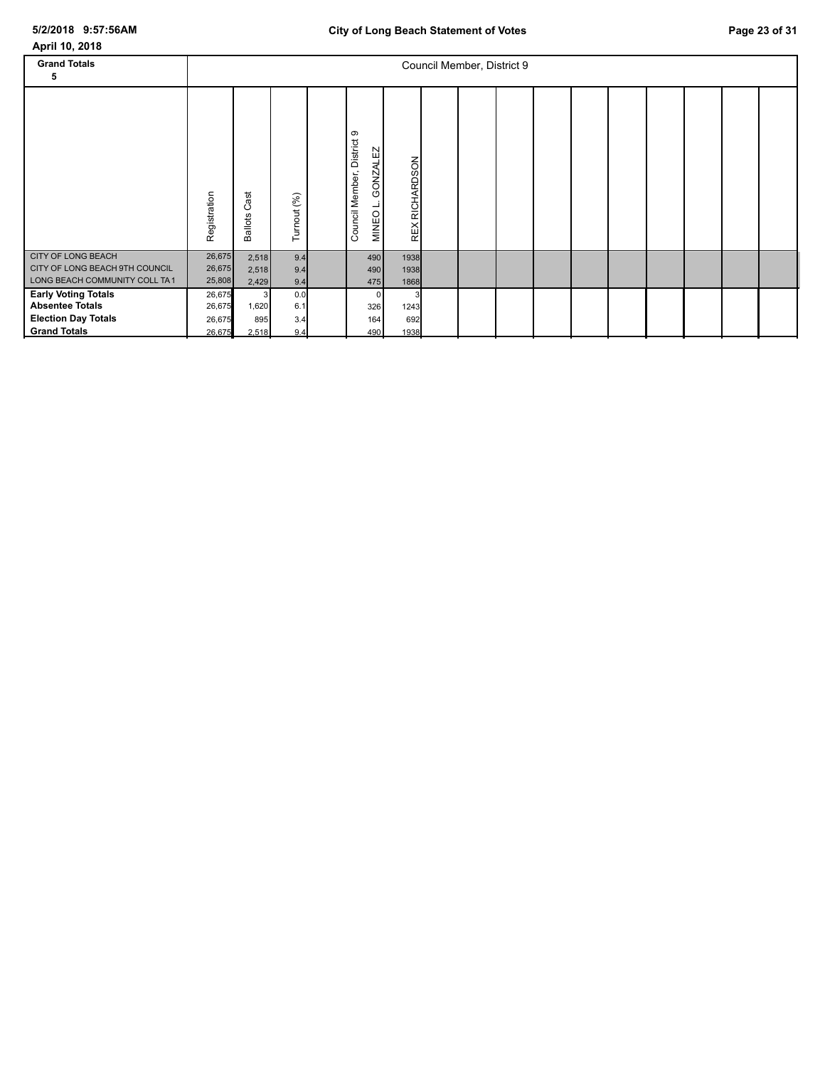**City of Long Beach Statement of Votes**

**April 10, 2018**

| Grand Totals 5 | Council Member, District 9 | | | | | |
|---|---|---|---|---|---|---|
| | Registration | Ballots Cast | Turnout (%) | Council Member, District 9 MINEO L. GONZALEZ | REX RICHARDSON | |
| CITY OF LONG BEACH | 26,675 | 2,518 | 9.4 | 490 | 1938 | |
| CITY OF LONG BEACH 9TH COUNCIL | 26,675 | 2,518 | 9.4 | 490 | 1938 | |
| LONG BEACH COMMUNITY COLL TA 1 | 25,808 | 2,429 | 9.4 | 475 | 1868 | |
| **Early Voting Totals** | 26,675 | 3 | 0.0 | 0 | 3 | |
| **Absentee Totals** | 26,675 | 1,620 | 6.1 | 326 | 1243 | |
| **Election Day Totals** | 26,675 | 895 | 3.4 | 164 | 692 | |
| **Grand Totals** | 26,675 | 2,518 | 9.4 | 490 | 1938 | |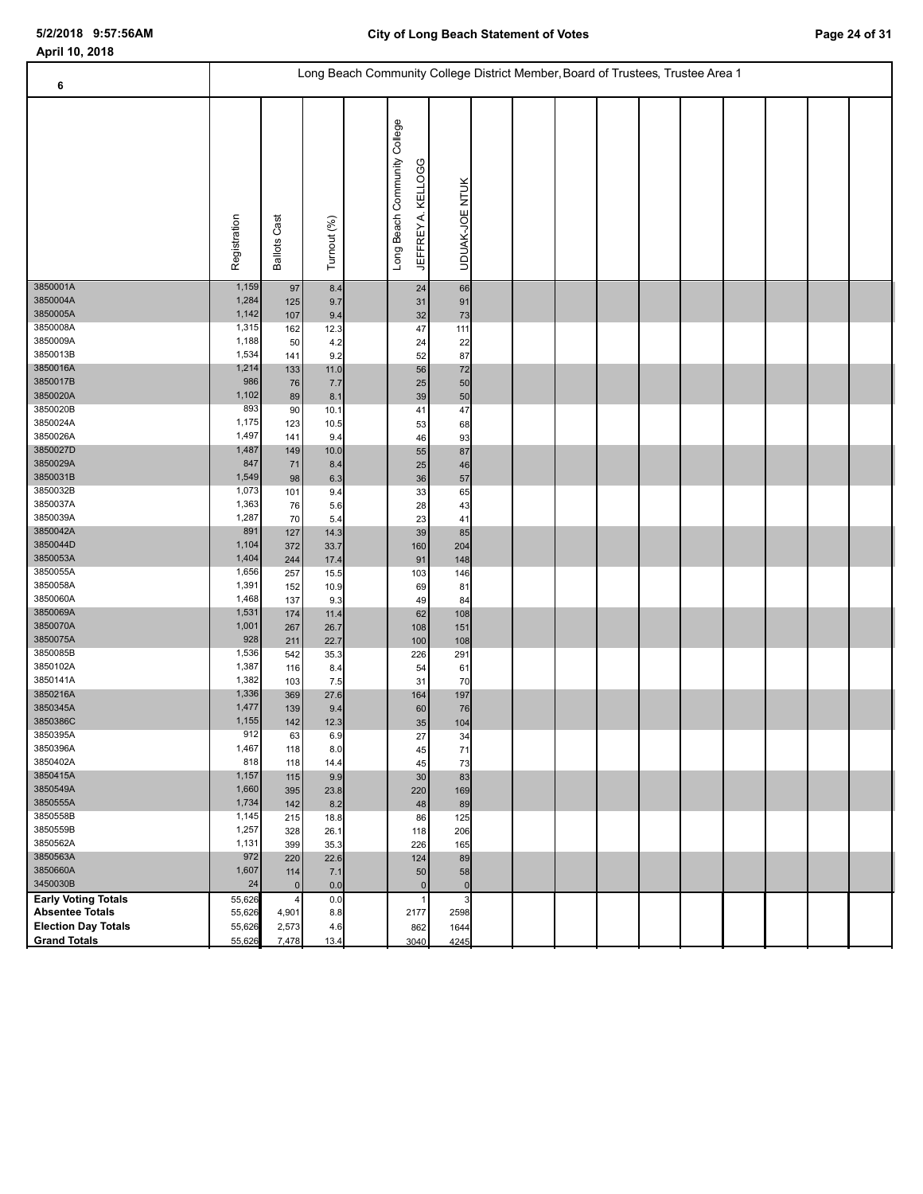April 10, 2018

| 6 | Long Beach Community College District Member, Board of Trustees, Trustee Area 1 | | | | |
|---|---|---|---|---|---|
| | Registration | Ballots Cast | Turnout (%) | Long Beach Community College JEFFREY A. KELLOGG | UDUAK-JOE NTUK |
| 3850001A | 1,159 | 97 | 8.4 | 24 | 66 |
| 3850004A | 1,284 | 125 | 9.7 | 31 | 91 |
| 3850005A | 1,142 | 107 | 9.4 | 32 | 73 |
| 3850008A | 1,315 | 162 | 12.3 | 47 | 111 |
| 3850009A | 1,188 | 50 | 4.2 | 24 | 22 |
| 3850013B | 1,534 | 141 | 9.2 | 52 | 87 |
| 3850016A | 1,214 | 133 | 11.0 | 56 | 72 |
| 3850017B | 986 | 76 | 7.7 | 25 | 50 |
| 3850020A | 1,102 | 89 | 8.1 | 39 | 50 |
| 3850020B | 893 | 90 | 10.1 | 41 | 47 |
| 3850024A | 1,175 | 123 | 10.5 | 53 | 68 |
| 3850026A | 1,497 | 141 | 9.4 | 46 | 93 |
| 3850027D | 1,487 | 149 | 10.0 | 55 | 87 |
| 3850029A | 847 | 71 | 8.4 | 25 | 46 |
| 3850031B | 1,549 | 98 | 6.3 | 36 | 57 |
| 3850032B | 1,073 | 101 | 9.4 | 33 | 65 |
| 3850037A | 1,363 | 76 | 5.6 | 28 | 43 |
| 3850039A | 1,287 | 70 | 5.4 | 23 | 41 |
| 3850042A | 891 | 127 | 14.3 | 39 | 85 |
| 3850044D | 1,104 | 372 | 33.7 | 160 | 204 |
| 3850053A | 1,404 | 244 | 17.4 | 91 | 148 |
| 3850055A | 1,656 | 257 | 15.5 | 103 | 146 |
| 3850058A | 1,391 | 152 | 10.9 | 69 | 81 |
| 3850060A | 1,468 | 137 | 9.3 | 49 | 84 |
| 3850069A | 1,531 | 174 | 11.4 | 62 | 108 |
| 3850070A | 1,001 | 267 | 26.7 | 108 | 151 |
| 3850075A | 928 | 211 | 22.7 | 100 | 108 |
| 3850085B | 1,536 | 542 | 35.3 | 226 | 291 |
| 3850102A | 1,387 | 116 | 8.4 | 54 | 61 |
| 3850141A | 1,382 | 103 | 7.5 | 31 | 70 |
| 3850216A | 1,336 | 369 | 27.6 | 164 | 197 |
| 3850345A | 1,477 | 139 | 9.4 | 60 | 76 |
| 3850386C | 1,155 | 142 | 12.3 | 35 | 104 |
| 3850395A | 912 | 63 | 6.9 | 27 | 34 |
| 3850396A | 1,467 | 118 | 8.0 | 45 | 71 |
| 3850402A | 818 | 118 | 14.4 | 45 | 73 |
| 3850415A | 1,157 | 115 | 9.9 | 30 | 83 |
| 3850549A | 1,660 | 395 | 23.8 | 220 | 169 |
| 3850555A | 1,734 | 142 | 8.2 | 48 | 89 |
| 3850558B | 1,145 | 215 | 18.8 | 86 | 125 |
| 3850559B | 1,257 | 328 | 26.1 | 118 | 206 |
| 3850562A | 1,131 | 399 | 35.3 | 226 | 165 |
| 3850563A | 972 | 220 | 22.6 | 124 | 89 |
| 3850660A | 1,607 | 114 | 7.1 | 50 | 58 |
| 3450030B | 24 | 0 | 0.0 | 0 | 0 |
| **Early Voting Totals** | 55,626 | 4 | 0.0 | 1 | 3 |
| **Absentee Totals** | 55,626 | 4,901 | 8.8 | 2177 | 2598 |
| **Election Day Totals** | 55,626 | 2,573 | 4.6 | 862 | 1644 |
| **Grand Totals** | 55,626 | 7,478 | 13.4 | 3040 | 4245 |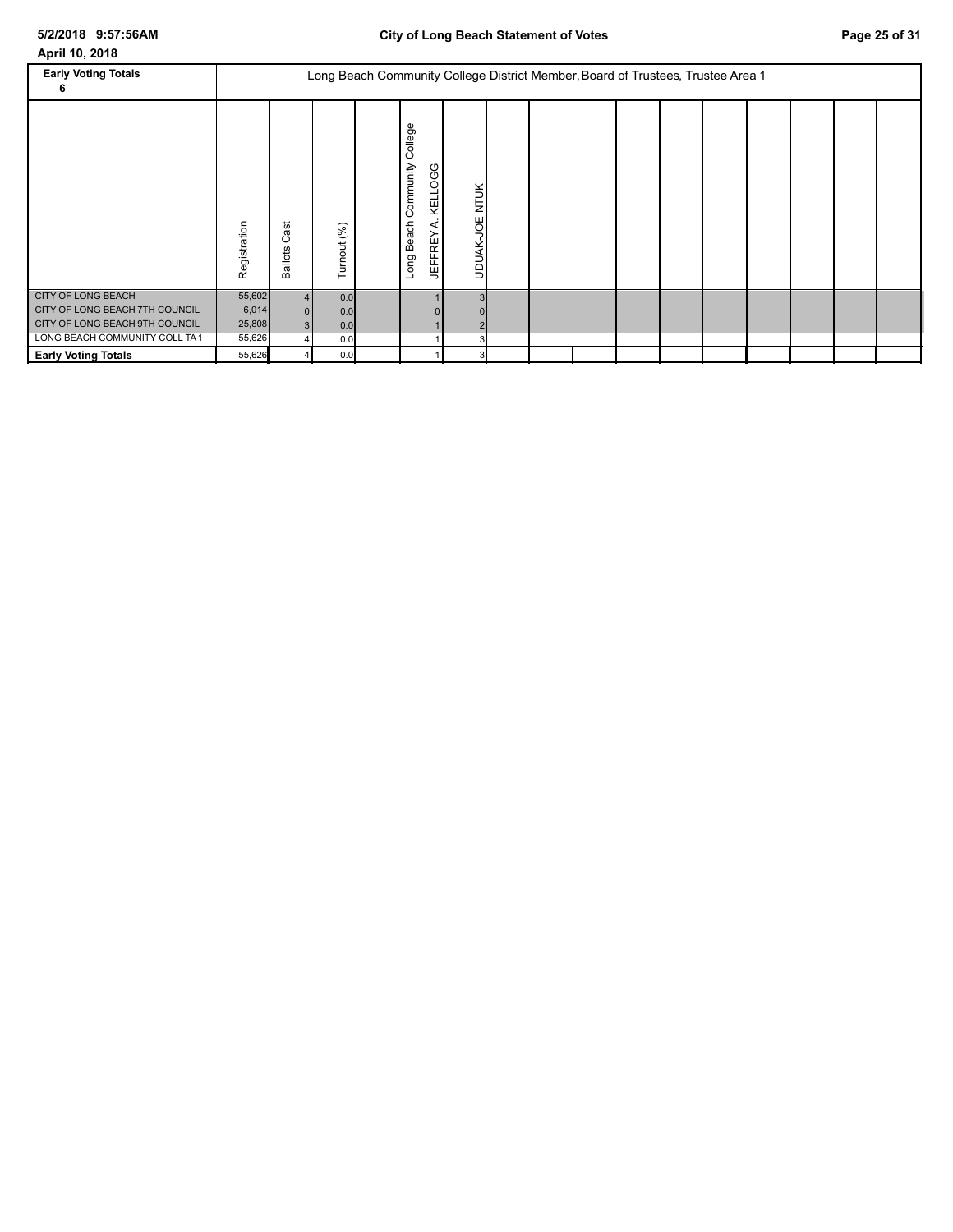**April 10, 2018**

**City of Long Beach Statement of Votes**

| Early Voting Totals 6 | Long Beach Community College District Member, Board of Trustees, Trustee Area 1 | | | | | |
|---|---|---|---|---|---|---|
| | Registration | Ballots Cast | Turnout (%) | | Long Beach Community College JEFFREY A. KELLOGG | UDUAK-JOE NTUK |
| CITY OF LONG BEACH | 55,602 | 4 | 0.0 | | 1 | 3 |
| CITY OF LONG BEACH 7TH COUNCIL | 6,014 | 0 | 0.0 | | 0 | 0 |
| CITY OF LONG BEACH 9TH COUNCIL | 25,808 | 3 | 0.0 | | 1 | 2 |
| LONG BEACH COMMUNITY COLL TA 1 | 55,626 | 4 | 0.0 | | 1 | 3 |
| **Early Voting Totals** | 55,626 | 4 | 0.0 | | 1 | 3 |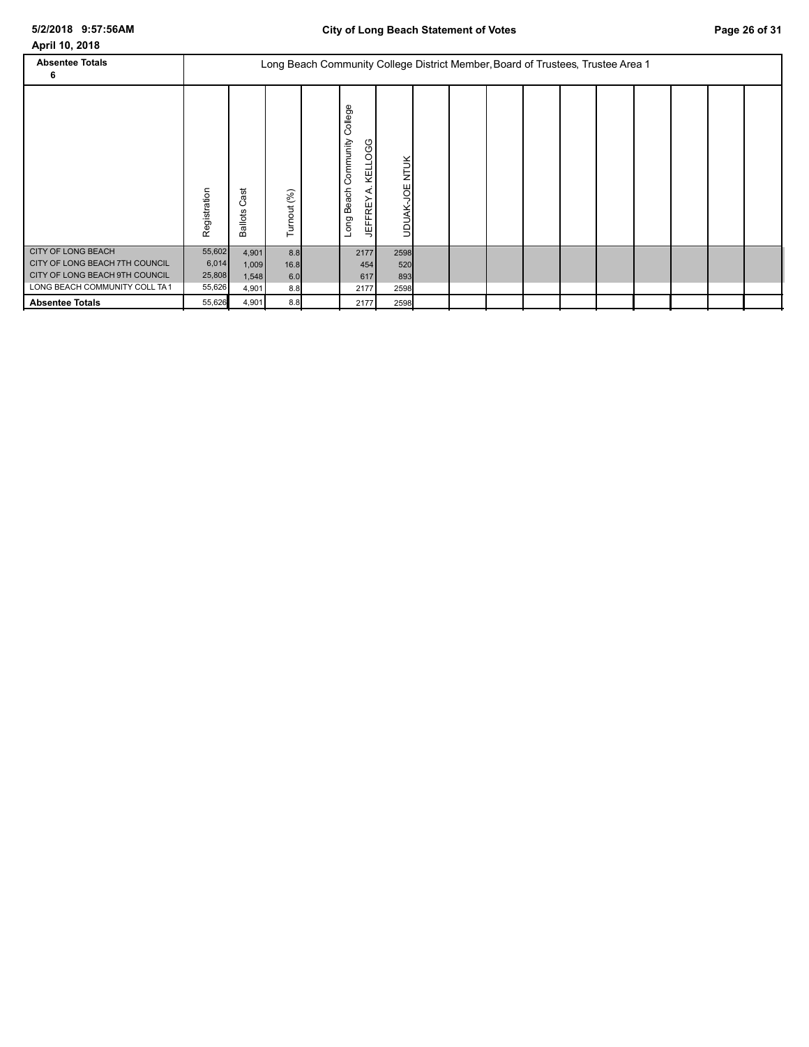April 10, 2018

| Absentee Totals 6 | Long Beach Community College District Member, Board of Trustees, Trustee Area 1 | | | | | |
|---|---|---|---|---|---|---|
| | Registration | Ballots Cast | Turnout (%) | | Long Beach Community College JEFFREY A. KELLOGG | UDUAK-JOE NTUK |
| CITY OF LONG BEACH | 55,602 | 4,901 | 8.8 | | 2177 | 2598 |
| CITY OF LONG BEACH 7TH COUNCIL | 6,014 | 1,009 | 16.8 | | 454 | 520 |
| CITY OF LONG BEACH 9TH COUNCIL | 25,808 | 1,548 | 6.0 | | 617 | 893 |
| LONG BEACH COMMUNITY COLL TA 1 | 55,626 | 4,901 | 8.8 | | 2177 | 2598 |
| **Absentee Totals** | 55,626 | 4,901 | 8.8 | | 2177 | 2598 |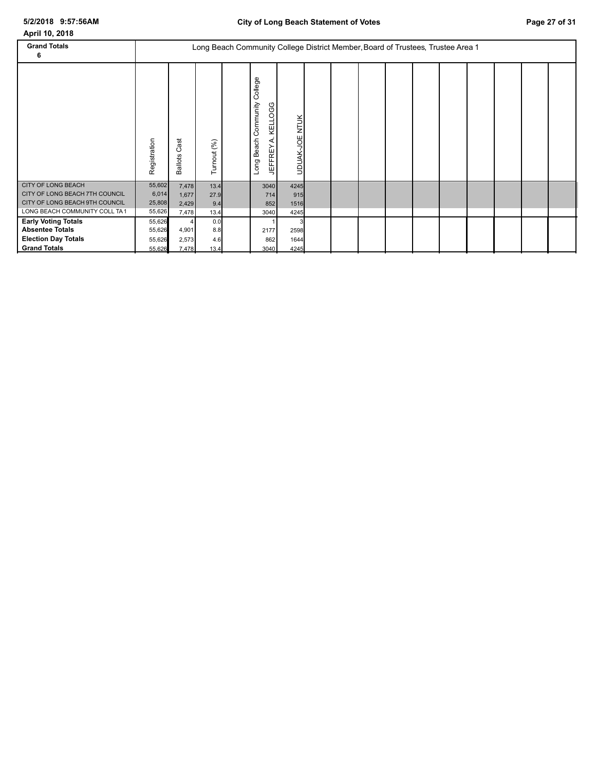**April 10, 2018**

**City of Long Beach Statement of Votes**

| Grand Totals 6 | Long Beach Community College District Member, Board of Trustees, Trustee Area 1 | | | | | |
|---|---|---|---|---|---|---|
| | Registration | Ballots Cast | Turnout (%) | | Long Beach Community College JEFFREY A. KELLOGG | UDUAK-JOE NTUK |
| CITY OF LONG BEACH | 55,602 | 7,478 | 13.4 | | 3040 | 4245 |
| CITY OF LONG BEACH 7TH COUNCIL | 6,014 | 1,677 | 27.9 | | 714 | 915 |
| CITY OF LONG BEACH 9TH COUNCIL | 25,808 | 2,429 | 9.4 | | 852 | 1516 |
| LONG BEACH COMMUNITY COLL TA 1 | 55,626 | 7,478 | 13.4 | | 3040 | 4245 |
| **Early Voting Totals** | 55,626 | 4 | 0.0 | | 1 | 3 |
| **Absentee Totals** | 55,626 | 4,901 | 8.8 | | 2177 | 2598 |
| **Election Day Totals** | 55,626 | 2,573 | 4.6 | | 862 | 1644 |
| **Grand Totals** | 55,626 | 7,478 | 13.4 | | 3040 | 4245 |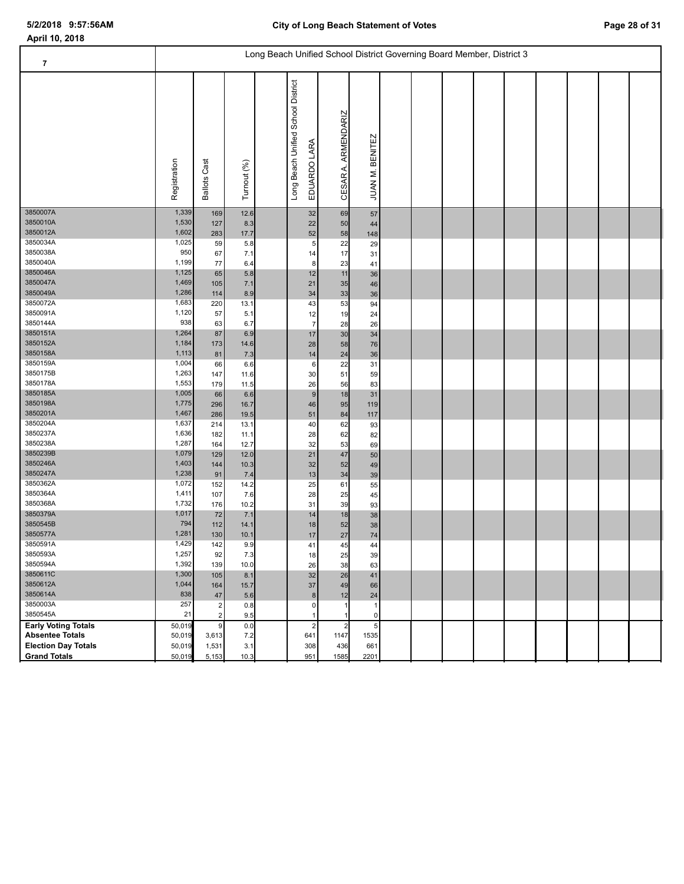April 10, 2018

## Long Beach Unified School District Governing Board Member, District 3

7

| | Registration | Ballots Cast | Turnout (%) | | Long Beach Unified School District EDUARDO LARA | CESAR A. ARMENDARIZ | JUAN M. BENITEZ |
|---|---|---|---|---|---|---|---|
| 3850007A | 1,339 | 169 | 12.6 | | 32 | 69 | 57 |
| 3850010A | 1,530 | 127 | 8.3 | | 22 | 50 | 44 |
| 3850012A | 1,602 | 283 | 17.7 | | 52 | 58 | 148 |
| 3850034A | 1,025 | 59 | 5.8 | | 5 | 22 | 29 |
| 3850038A | 950 | 67 | 7.1 | | 14 | 17 | 31 |
| 3850040A | 1,199 | 77 | 6.4 | | 8 | 23 | 41 |
| 3850046A | 1,125 | 65 | 5.8 | | 12 | 11 | 36 |
| 3850047A | 1,469 | 105 | 7.1 | | 21 | 35 | 46 |
| 3850049A | 1,286 | 114 | 8.9 | | 34 | 33 | 36 |
| 3850072A | 1,683 | 220 | 13.1 | | 43 | 53 | 94 |
| 3850091A | 1,120 | 57 | 5.1 | | 12 | 19 | 24 |
| 3850144A | 938 | 63 | 6.7 | | 7 | 28 | 26 |
| 3850151A | 1,264 | 87 | 6.9 | | 17 | 30 | 34 |
| 3850152A | 1,184 | 173 | 14.6 | | 28 | 58 | 76 |
| 3850158A | 1,113 | 81 | 7.3 | | 14 | 24 | 36 |
| 3850159A | 1,004 | 66 | 6.6 | | 6 | 22 | 31 |
| 3850175B | 1,263 | 147 | 11.6 | | 30 | 51 | 59 |
| 3850178A | 1,553 | 179 | 11.5 | | 26 | 56 | 83 |
| 3850185A | 1,005 | 66 | 6.6 | | 9 | 18 | 31 |
| 3850198A | 1,775 | 296 | 16.7 | | 46 | 95 | 119 |
| 3850201A | 1,467 | 286 | 19.5 | | 51 | 84 | 117 |
| 3850204A | 1,637 | 214 | 13.1 | | 40 | 62 | 93 |
| 3850237A | 1,636 | 182 | 11.1 | | 28 | 62 | 82 |
| 3850238A | 1,287 | 164 | 12.7 | | 32 | 53 | 69 |
| 3850239B | 1,079 | 129 | 12.0 | | 21 | 47 | 50 |
| 3850246A | 1,403 | 144 | 10.3 | | 32 | 52 | 49 |
| 3850247A | 1,238 | 91 | 7.4 | | 13 | 34 | 39 |
| 3850362A | 1,072 | 152 | 14.2 | | 25 | 61 | 55 |
| 3850364A | 1,411 | 107 | 7.6 | | 28 | 25 | 45 |
| 3850368A | 1,732 | 176 | 10.2 | | 31 | 39 | 93 |
| 3850379A | 1,017 | 72 | 7.1 | | 14 | 18 | 38 |
| 3850545B | 794 | 112 | 14.1 | | 18 | 52 | 38 |
| 3850577A | 1,281 | 130 | 10.1 | | 17 | 27 | 74 |
| 3850591A | 1,429 | 142 | 9.9 | | 41 | 45 | 44 |
| 3850593A | 1,257 | 92 | 7.3 | | 18 | 25 | 39 |
| 3850594A | 1,392 | 139 | 10.0 | | 26 | 38 | 63 |
| 3850611C | 1,300 | 105 | 8.1 | | 32 | 26 | 41 |
| 3850612A | 1,044 | 164 | 15.7 | | 37 | 49 | 66 |
| 3850614A | 838 | 47 | 5.6 | | 8 | 12 | 24 |
| 3850003A | 257 | 2 | 0.8 | | 0 | 1 | 1 |
| 3850545A | 21 | 2 | 9.5 | | 1 | 1 | 0 |
| **Early Voting Totals** | 50,019 | 9 | 0.0 | | 2 | 2 | 5 |
| **Absentee Totals** | 50,019 | 3,613 | 7.2 | | 641 | 1147 | 1535 |
| **Election Day Totals** | 50,019 | 1,531 | 3.1 | | 308 | 436 | 661 |
| **Grand Totals** | 50,019 | 5,153 | 10.3 | | 951 | 1585 | 2201 |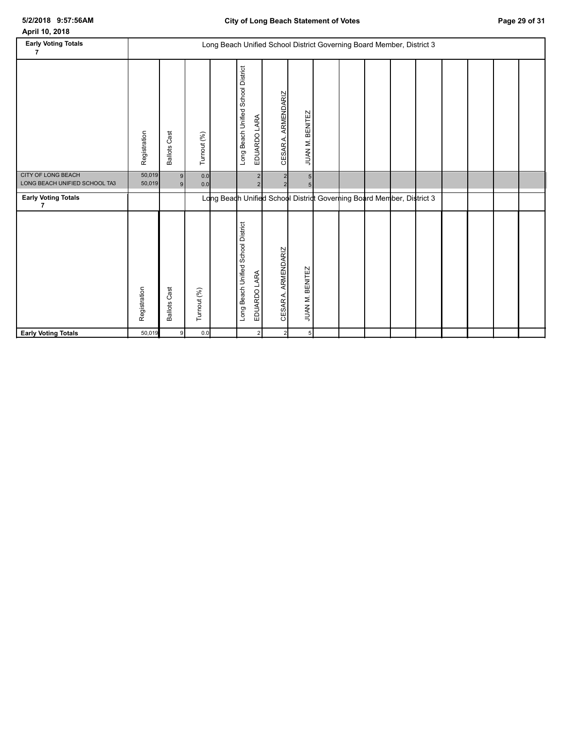April 10, 2018

| Early Voting Totals 7 | Long Beach Unified School District Governing Board Member, District 3 | | | | | |
|---|---|---|---|---|---|---|
| | Registration | Ballots Cast | Turnout (%) | Long Beach Unified School District EDUARDO LARA | CESAR A. ARMENDARIZ | JUAN M. BENITEZ |
| CITY OF LONG BEACH | 50,019 | 9 | 0.0 | 2 | 2 | 5 |
| LONG BEACH UNIFIED SCHOOL TA3 | 50,019 | 9 | 0.0 | 2 | 2 | 5 |

| Early Voting Totals 7 | Long Beach Unified School District Governing Board Member, District 3 | | | | | |
|---|---|---|---|---|---|---|
| | Registration | Ballots Cast | Turnout (%) | Long Beach Unified School District EDUARDO LARA | CESAR A. ARMENDARIZ | JUAN M. BENITEZ |
| **Early Voting Totals** | 50,019 | 9 | 0.0 | 2 | 2 | 5 |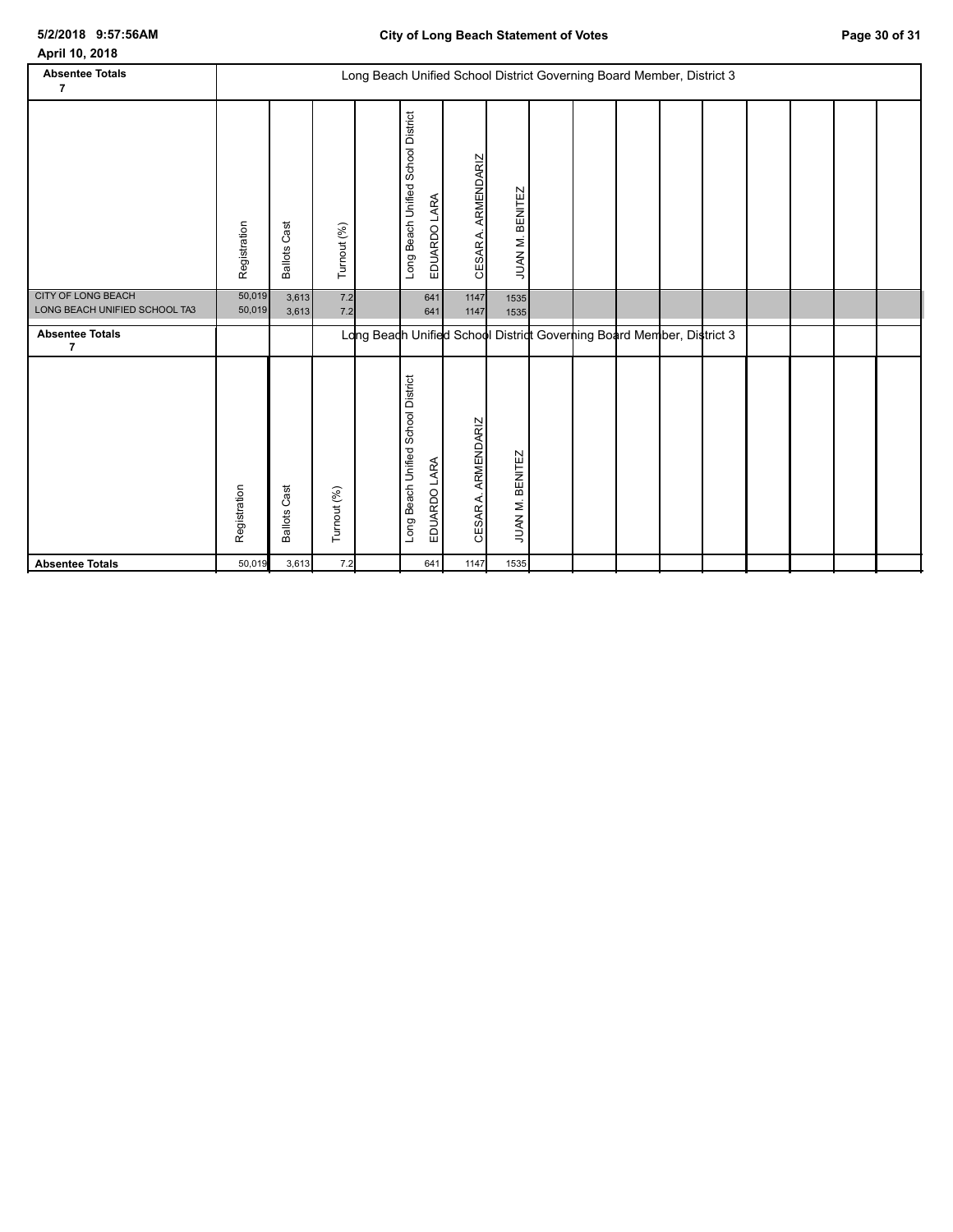April 10, 2018

| Absentee Totals 7 | Long Beach Unified School District Governing Board Member, District 3 | | | | | | |
|---|---|---|---|---|---|---|---|
| | Registration | Ballots Cast | Turnout (%) | | Long Beach Unified School District EDUARDO LARA | CESAR A. ARMENDARIZ | JUAN M. BENITEZ |
| CITY OF LONG BEACH | 50,019 | 3,613 | 7.2 | | 641 | 1147 | 1535 |
| LONG BEACH UNIFIED SCHOOL TA3 | 50,019 | 3,613 | 7.2 | | 641 | 1147 | 1535 |

| Absentee Totals 7 | Long Beach Unified School District Governing Board Member, District 3 | | | | | | |
|---|---|---|---|---|---|---|---|
| | Registration | Ballots Cast | Turnout (%) | | Long Beach Unified School District EDUARDO LARA | CESAR A. ARMENDARIZ | JUAN M. BENITEZ |
| **Absentee Totals** | 50,019 | 3,613 | 7.2 | | 641 | 1147 | 1535 |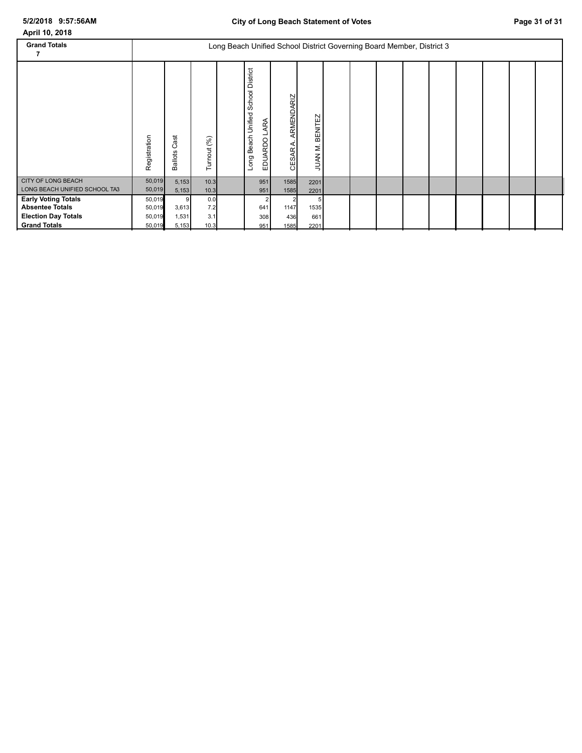**April 10, 2018**

**City of Long Beach Statement of Votes**

| Grand Totals 7 | Long Beach Unified School District Governing Board Member, District 3 | | | | | | |
|---|---|---|---|---|---|---|---|
| | Registration | Ballots Cast | Turnout (%) | | Long Beach Unified School District EDUARDO LARA | CESAR A. ARMENDARIZ | JUAN M. BENITEZ |
| CITY OF LONG BEACH | 50,019 | 5,153 | 10.3 | | 951 | 1585 | 2201 |
| LONG BEACH UNIFIED SCHOOL TA3 | 50,019 | 5,153 | 10.3 | | 951 | 1585 | 2201 |
| **Early Voting Totals** | 50,019 | 9 | 0.0 | | 2 | 2 | 5 |
| **Absentee Totals** | 50,019 | 3,613 | 7.2 | | 641 | 1147 | 1535 |
| **Election Day Totals** | 50,019 | 1,531 | 3.1 | | 308 | 436 | 661 |
| **Grand Totals** | 50,019 | 5,153 | 10.3 | | 951 | 1585 | 2201 |